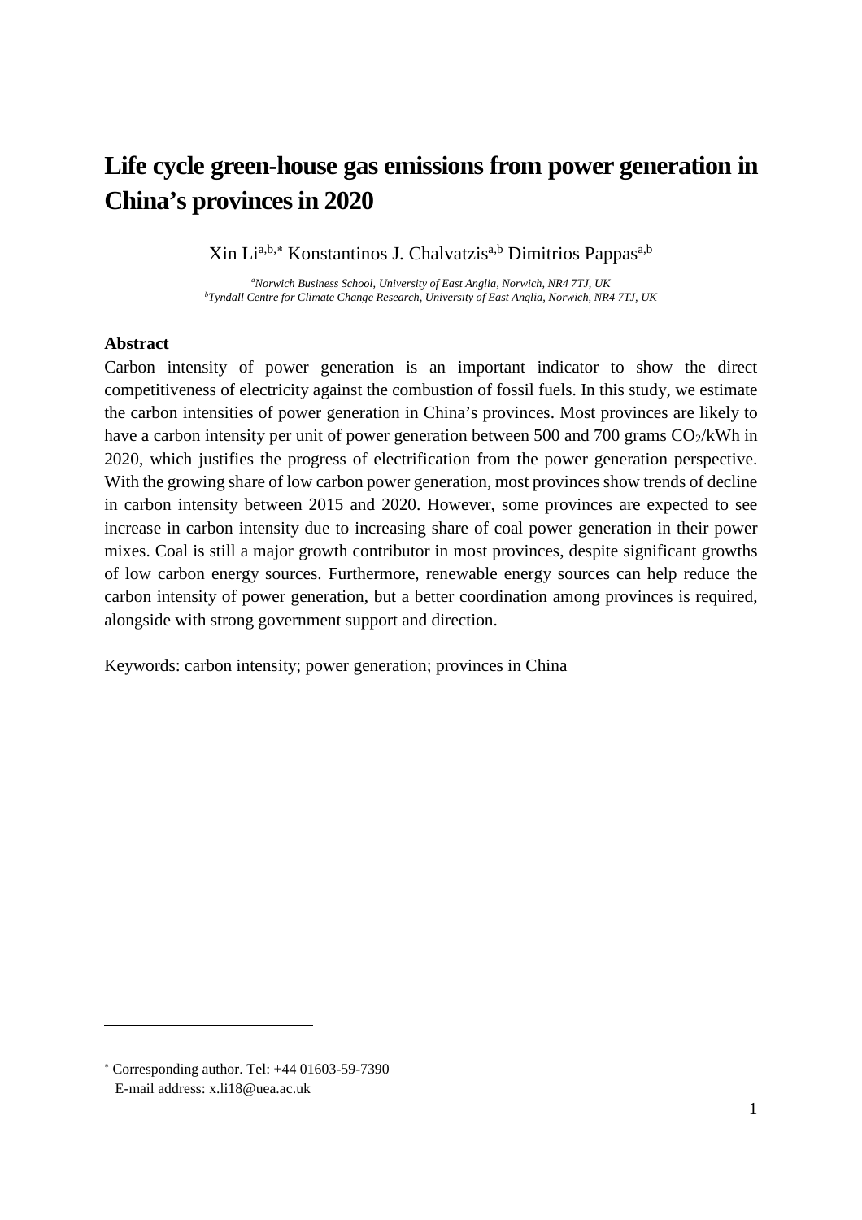# Life cycle green-house gas emissions from power generation in China's provinces in 2020

Xin Li[a,b,*] Konstantinos J. Chalvatzis[a,b] Dimitrios Pappas[a,b]

[a] *Norwich Business School, University of East Anglia, Norwich, NR4 7TJ, UK*
[b] *Tyndall Centre for Climate Change Research, University of East Anglia, Norwich, NR4 7TJ, UK*

## Abstract

Carbon intensity of power generation is an important indicator to show the direct competitiveness of electricity against the combustion of fossil fuels. In this study, we estimate the carbon intensities of power generation in China's provinces. Most provinces are likely to have a carbon intensity per unit of power generation between 500 and 700 grams $CO_2$/kWh in 2020, which justifies the progress of electrification from the power generation perspective. With the growing share of low carbon power generation, most provinces show trends of decline in carbon intensity between 2015 and 2020. However, some provinces are expected to see increase in carbon intensity due to increasing share of coal power generation in their power mixes. Coal is still a major growth contributor in most provinces, despite significant growths of low carbon energy sources. Furthermore, renewable energy sources can help reduce the carbon intensity of power generation, but a better coordination among provinces is required, alongside with strong government support and direction.

Keywords: carbon intensity; power generation; provinces in China

---

[*] Corresponding author. Tel: +44 01603-59-7390
E-mail address: x.li18@uea.ac.uk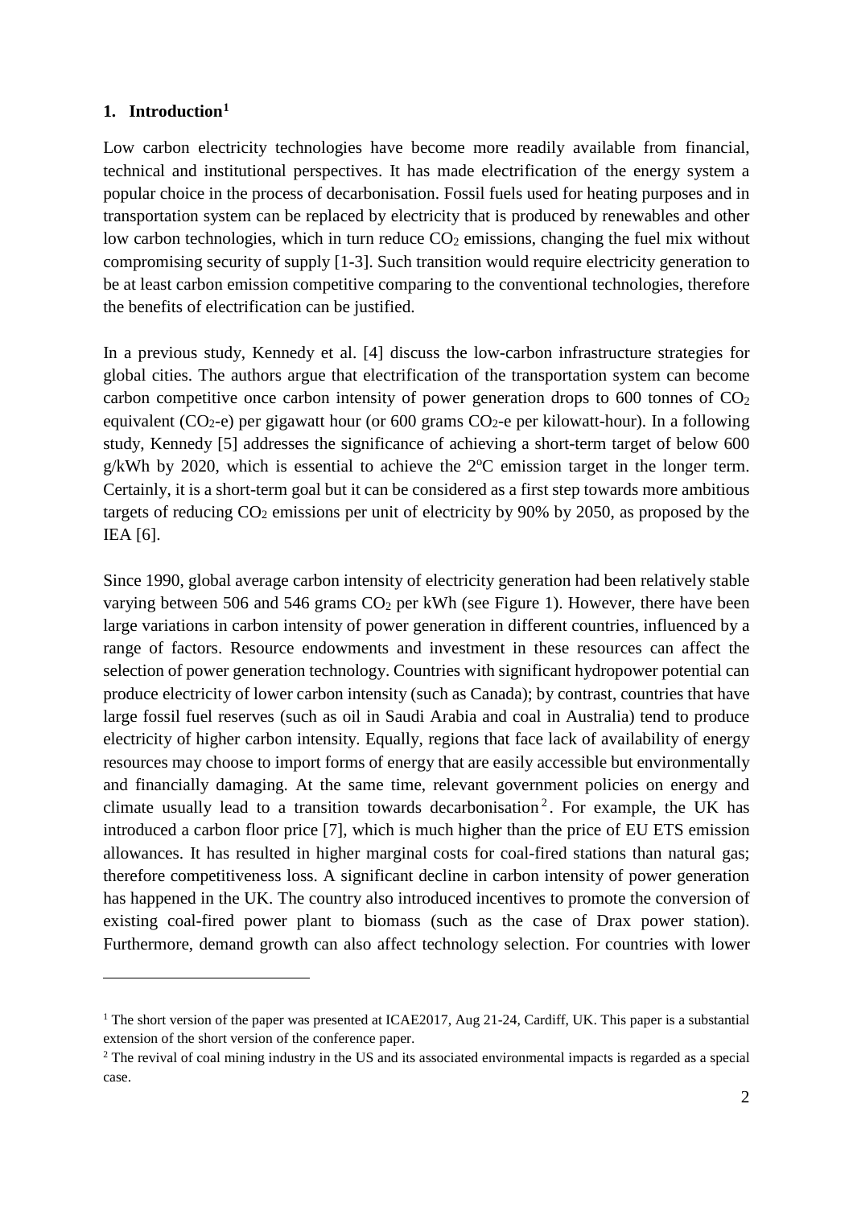# 1. Introduction[1]

Low carbon electricity technologies have become more readily available from financial, technical and institutional perspectives. It has made electrification of the energy system a popular choice in the process of decarbonisation. Fossil fuels used for heating purposes and in transportation system can be replaced by electricity that is produced by renewables and other low carbon technologies, which in turn reduce $CO_2$ emissions, changing the fuel mix without compromising security of supply [1-3]. Such transition would require electricity generation to be at least carbon emission competitive comparing to the conventional technologies, therefore the benefits of electrification can be justified.

In a previous study, Kennedy et al. [4] discuss the low-carbon infrastructure strategies for global cities. The authors argue that electrification of the transportation system can become carbon competitive once carbon intensity of power generation drops to 600 tonnes of $CO_2$ equivalent ($CO_2$-e) per gigawatt hour (or 600 grams $CO_2$-e per kilowatt-hour). In a following study, Kennedy [5] addresses the significance of achieving a short-term target of below 600 g/kWh by 2020, which is essential to achieve the 2$^{o}$C emission target in the longer term. Certainly, it is a short-term goal but it can be considered as a first step towards more ambitious targets of reducing $CO_2$ emissions per unit of electricity by 90% by 2050, as proposed by the IEA [6].

Since 1990, global average carbon intensity of electricity generation had been relatively stable varying between 506 and 546 grams $CO_2$ per kWh (see Figure 1). However, there have been large variations in carbon intensity of power generation in different countries, influenced by a range of factors. Resource endowments and investment in these resources can affect the selection of power generation technology. Countries with significant hydropower potential can produce electricity of lower carbon intensity (such as Canada); by contrast, countries that have large fossil fuel reserves (such as oil in Saudi Arabia and coal in Australia) tend to produce electricity of higher carbon intensity. Equally, regions that face lack of availability of energy resources may choose to import forms of energy that are easily accessible but environmentally and financially damaging. At the same time, relevant government policies on energy and climate usually lead to a transition towards decarbonisation[2]. For example, the UK has introduced a carbon floor price [7], which is much higher than the price of EU ETS emission allowances. It has resulted in higher marginal costs for coal-fired stations than natural gas; therefore competitiveness loss. A significant decline in carbon intensity of power generation has happened in the UK. The country also introduced incentives to promote the conversion of existing coal-fired power plant to biomass (such as the case of Drax power station). Furthermore, demand growth can also affect technology selection. For countries with lower

---

[1] The short version of the paper was presented at ICAE2017, Aug 21-24, Cardiff, UK. This paper is a substantial extension of the short version of the conference paper.

[2] The revival of coal mining industry in the US and its associated environmental impacts is regarded as a special case.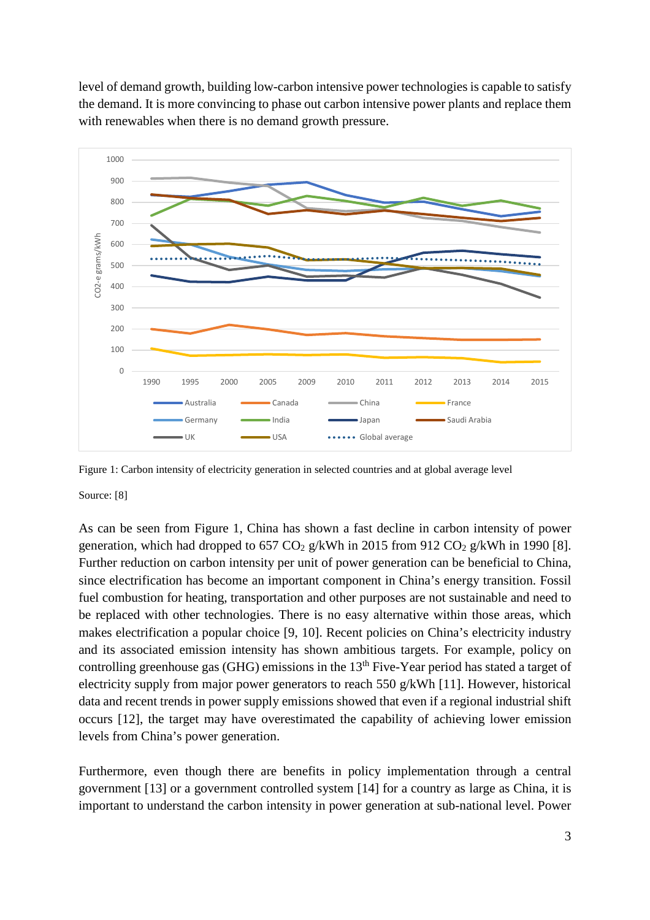level of demand growth, building low-carbon intensive power technologies is capable to satisfy the demand. It is more convincing to phase out carbon intensive power plants and replace them with renewables when there is no demand growth pressure.

Figure 1: Carbon intensity of electricity generation in selected countries and at global average level

Source: [8]

As can be seen from Figure 1, China has shown a fast decline in carbon intensity of power generation, which had dropped to 657 $CO_2$ g/kWh in 2015 from 912 $CO_2$ g/kWh in 1990 [8]. Further reduction on carbon intensity per unit of power generation can be beneficial to China, since electrification has become an important component in China's energy transition. Fossil fuel combustion for heating, transportation and other purposes are not sustainable and need to be replaced with other technologies. There is no easy alternative within those areas, which makes electrification a popular choice [9, 10]. Recent policies on China's electricity industry and its associated emission intensity has shown ambitious targets. For example, policy on controlling greenhouse gas (GHG) emissions in the 13th Five-Year period has stated a target of electricity supply from major power generators to reach 550 g/kWh [11]. However, historical data and recent trends in power supply emissions showed that even if a regional industrial shift occurs [12], the target may have overestimated the capability of achieving lower emission levels from China's power generation.

Furthermore, even though there are benefits in policy implementation through a central government [13] or a government controlled system [14] for a country as large as China, it is important to understand the carbon intensity in power generation at sub-national level. Power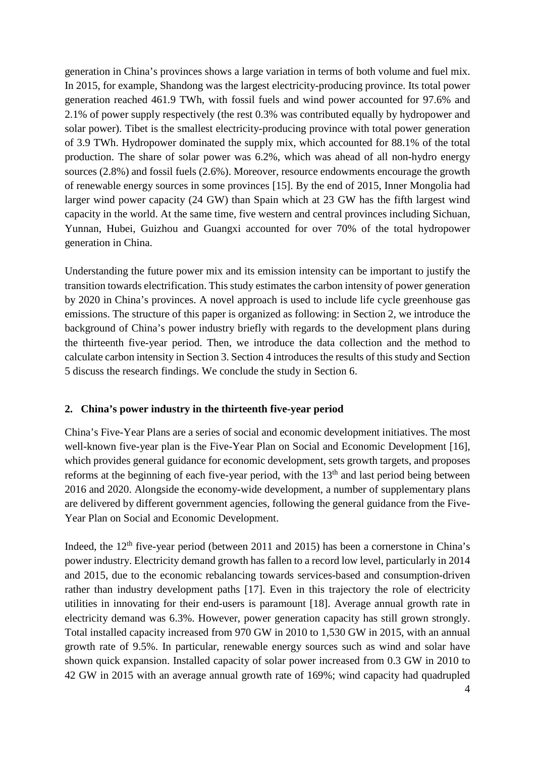generation in China's provinces shows a large variation in terms of both volume and fuel mix. In 2015, for example, Shandong was the largest electricity-producing province. Its total power generation reached 461.9 TWh, with fossil fuels and wind power accounted for 97.6% and 2.1% of power supply respectively (the rest 0.3% was contributed equally by hydropower and solar power). Tibet is the smallest electricity-producing province with total power generation of 3.9 TWh. Hydropower dominated the supply mix, which accounted for 88.1% of the total production. The share of solar power was 6.2%, which was ahead of all non-hydro energy sources (2.8%) and fossil fuels (2.6%). Moreover, resource endowments encourage the growth of renewable energy sources in some provinces [15]. By the end of 2015, Inner Mongolia had larger wind power capacity (24 GW) than Spain which at 23 GW has the fifth largest wind capacity in the world. At the same time, five western and central provinces including Sichuan, Yunnan, Hubei, Guizhou and Guangxi accounted for over 70% of the total hydropower generation in China.

Understanding the future power mix and its emission intensity can be important to justify the transition towards electrification. This study estimates the carbon intensity of power generation by 2020 in China's provinces. A novel approach is used to include life cycle greenhouse gas emissions. The structure of this paper is organized as following: in Section 2, we introduce the background of China's power industry briefly with regards to the development plans during the thirteenth five-year period. Then, we introduce the data collection and the method to calculate carbon intensity in Section 3. Section 4 introduces the results of this study and Section 5 discuss the research findings. We conclude the study in Section 6.

## 2. China's power industry in the thirteenth five-year period

China's Five-Year Plans are a series of social and economic development initiatives. The most well-known five-year plan is the Five-Year Plan on Social and Economic Development [16], which provides general guidance for economic development, sets growth targets, and proposes reforms at the beginning of each five-year period, with the 13th and last period being between 2016 and 2020. Alongside the economy-wide development, a number of supplementary plans are delivered by different government agencies, following the general guidance from the Five-Year Plan on Social and Economic Development.

Indeed, the 12th five-year period (between 2011 and 2015) has been a cornerstone in China's power industry. Electricity demand growth has fallen to a record low level, particularly in 2014 and 2015, due to the economic rebalancing towards services-based and consumption-driven rather than industry development paths [17]. Even in this trajectory the role of electricity utilities in innovating for their end-users is paramount [18]. Average annual growth rate in electricity demand was 6.3%. However, power generation capacity has still grown strongly. Total installed capacity increased from 970 GW in 2010 to 1,530 GW in 2015, with an annual growth rate of 9.5%. In particular, renewable energy sources such as wind and solar have shown quick expansion. Installed capacity of solar power increased from 0.3 GW in 2010 to 42 GW in 2015 with an average annual growth rate of 169%; wind capacity had quadrupled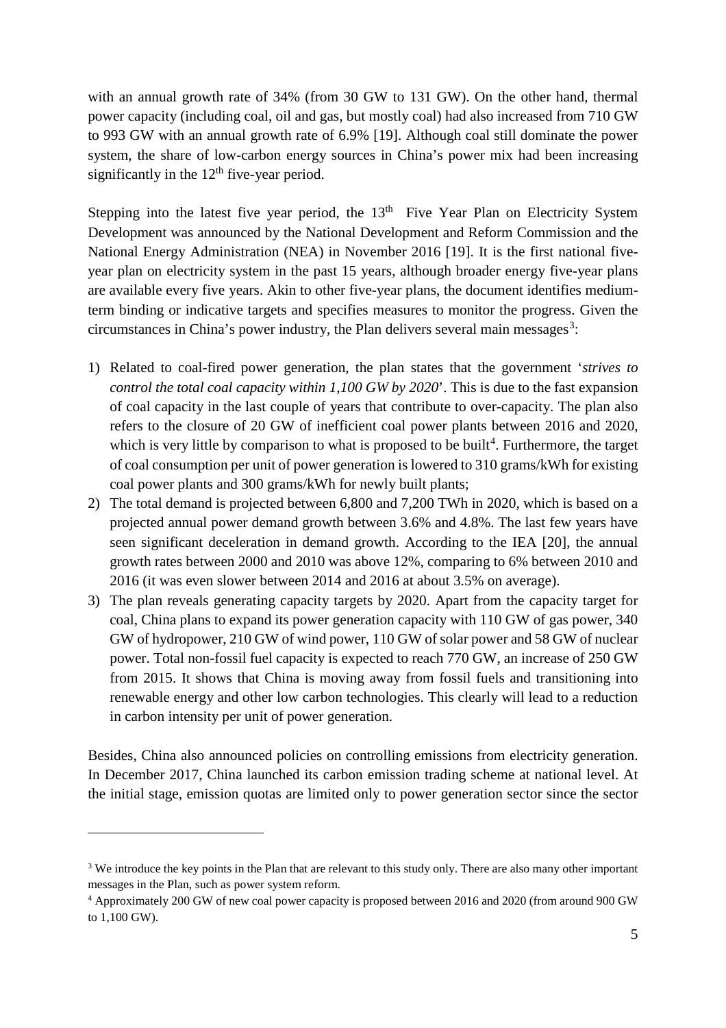with an annual growth rate of 34% (from 30 GW to 131 GW). On the other hand, thermal power capacity (including coal, oil and gas, but mostly coal) had also increased from 710 GW to 993 GW with an annual growth rate of 6.9% [19]. Although coal still dominate the power system, the share of low-carbon energy sources in China's power mix had been increasing significantly in the 12th five-year period.

Stepping into the latest five year period, the 13th Five Year Plan on Electricity System Development was announced by the National Development and Reform Commission and the National Energy Administration (NEA) in November 2016 [19]. It is the first national five-year plan on electricity system in the past 15 years, although broader energy five-year plans are available every five years. Akin to other five-year plans, the document identifies medium-term binding or indicative targets and specifies measures to monitor the progress. Given the circumstances in China's power industry, the Plan delivers several main messages[3]:

1) Related to coal-fired power generation, the plan states that the government '*strives to control the total coal capacity within 1,100 GW by 2020*'. This is due to the fast expansion of coal capacity in the last couple of years that contribute to over-capacity. The plan also refers to the closure of 20 GW of inefficient coal power plants between 2016 and 2020, which is very little by comparison to what is proposed to be built[4]. Furthermore, the target of coal consumption per unit of power generation is lowered to 310 grams/kWh for existing coal power plants and 300 grams/kWh for newly built plants;
2) The total demand is projected between 6,800 and 7,200 TWh in 2020, which is based on a projected annual power demand growth between 3.6% and 4.8%. The last few years have seen significant deceleration in demand growth. According to the IEA [20], the annual growth rates between 2000 and 2010 was above 12%, comparing to 6% between 2010 and 2016 (it was even slower between 2014 and 2016 at about 3.5% on average).
3) The plan reveals generating capacity targets by 2020. Apart from the capacity target for coal, China plans to expand its power generation capacity with 110 GW of gas power, 340 GW of hydropower, 210 GW of wind power, 110 GW of solar power and 58 GW of nuclear power. Total non-fossil fuel capacity is expected to reach 770 GW, an increase of 250 GW from 2015. It shows that China is moving away from fossil fuels and transitioning into renewable energy and other low carbon technologies. This clearly will lead to a reduction in carbon intensity per unit of power generation.

Besides, China also announced policies on controlling emissions from electricity generation. In December 2017, China launched its carbon emission trading scheme at national level. At the initial stage, emission quotas are limited only to power generation sector since the sector

[3] We introduce the key points in the Plan that are relevant to this study only. There are also many other important messages in the Plan, such as power system reform.

[4] Approximately 200 GW of new coal power capacity is proposed between 2016 and 2020 (from around 900 GW to 1,100 GW).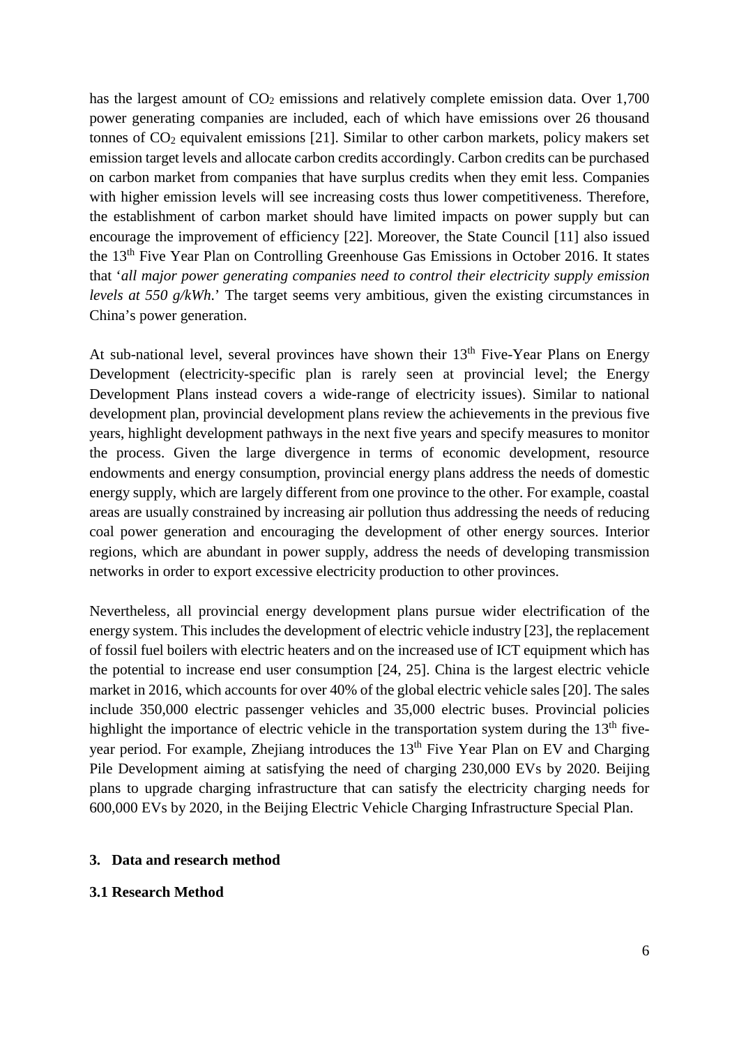has the largest amount of $CO_2$ emissions and relatively complete emission data. Over 1,700 power generating companies are included, each of which have emissions over 26 thousand tonnes of $CO_2$ equivalent emissions [21]. Similar to other carbon markets, policy makers set emission target levels and allocate carbon credits accordingly. Carbon credits can be purchased on carbon market from companies that have surplus credits when they emit less. Companies with higher emission levels will see increasing costs thus lower competitiveness. Therefore, the establishment of carbon market should have limited impacts on power supply but can encourage the improvement of efficiency [22]. Moreover, the State Council [11] also issued the 13th Five Year Plan on Controlling Greenhouse Gas Emissions in October 2016. It states that '*all major power generating companies need to control their electricity supply emission levels at 550 g/kWh.*' The target seems very ambitious, given the existing circumstances in China's power generation.

At sub-national level, several provinces have shown their 13th Five-Year Plans on Energy Development (electricity-specific plan is rarely seen at provincial level; the Energy Development Plans instead covers a wide-range of electricity issues). Similar to national development plan, provincial development plans review the achievements in the previous five years, highlight development pathways in the next five years and specify measures to monitor the process. Given the large divergence in terms of economic development, resource endowments and energy consumption, provincial energy plans address the needs of domestic energy supply, which are largely different from one province to the other. For example, coastal areas are usually constrained by increasing air pollution thus addressing the needs of reducing coal power generation and encouraging the development of other energy sources. Interior regions, which are abundant in power supply, address the needs of developing transmission networks in order to export excessive electricity production to other provinces.

Nevertheless, all provincial energy development plans pursue wider electrification of the energy system. This includes the development of electric vehicle industry [23], the replacement of fossil fuel boilers with electric heaters and on the increased use of ICT equipment which has the potential to increase end user consumption [24, 25]. China is the largest electric vehicle market in 2016, which accounts for over 40% of the global electric vehicle sales [20]. The sales include 350,000 electric passenger vehicles and 35,000 electric buses. Provincial policies highlight the importance of electric vehicle in the transportation system during the 13th five-year period. For example, Zhejiang introduces the 13th Five Year Plan on EV and Charging Pile Development aiming at satisfying the need of charging 230,000 EVs by 2020. Beijing plans to upgrade charging infrastructure that can satisfy the electricity charging needs for 600,000 EVs by 2020, in the Beijing Electric Vehicle Charging Infrastructure Special Plan.

## 3. Data and research method

### 3.1 Research Method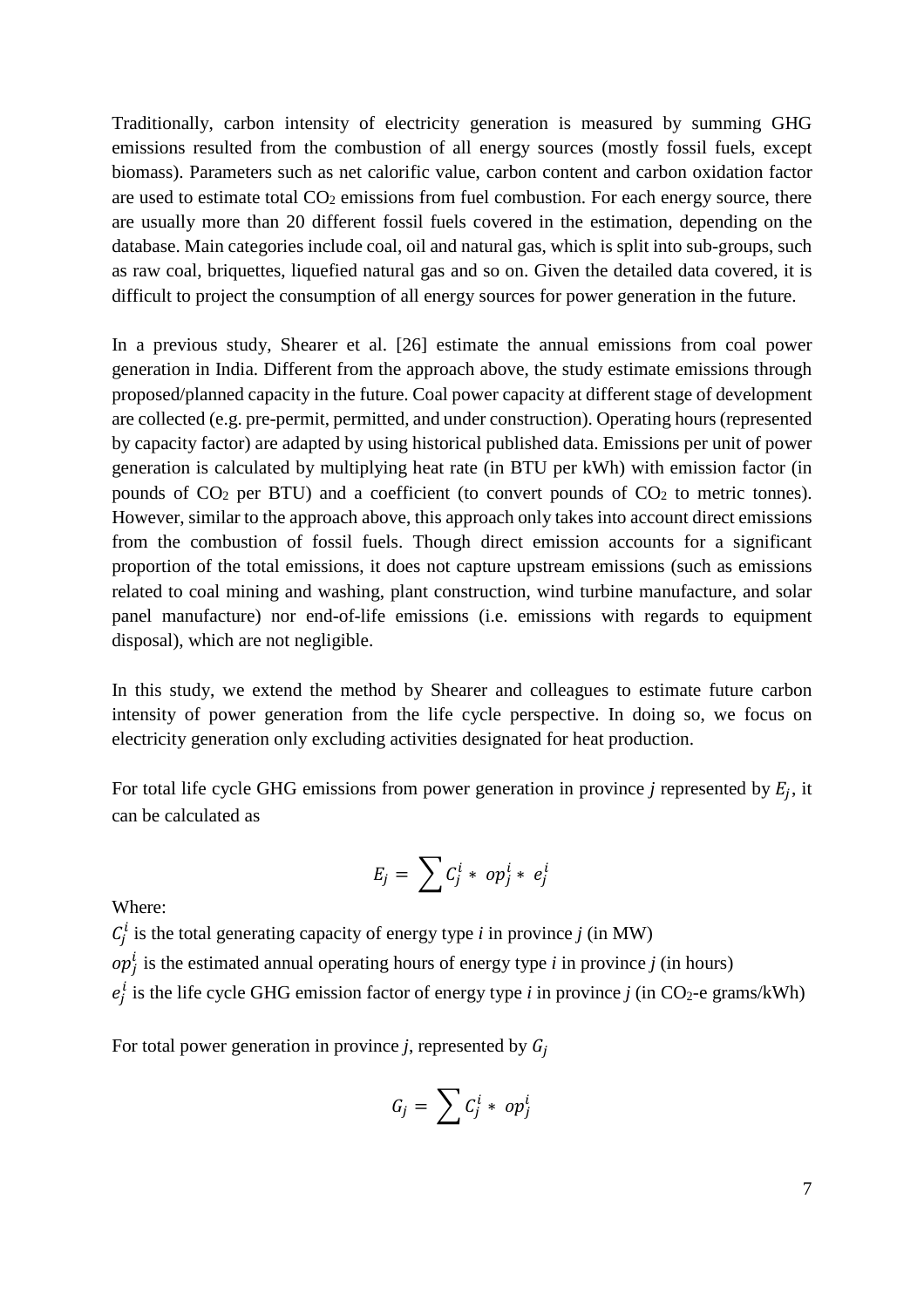Traditionally, carbon intensity of electricity generation is measured by summing GHG emissions resulted from the combustion of all energy sources (mostly fossil fuels, except biomass). Parameters such as net calorific value, carbon content and carbon oxidation factor are used to estimate total $CO_2$ emissions from fuel combustion. For each energy source, there are usually more than 20 different fossil fuels covered in the estimation, depending on the database. Main categories include coal, oil and natural gas, which is split into sub-groups, such as raw coal, briquettes, liquefied natural gas and so on. Given the detailed data covered, it is difficult to project the consumption of all energy sources for power generation in the future.

In a previous study, Shearer et al. [26] estimate the annual emissions from coal power generation in India. Different from the approach above, the study estimate emissions through proposed/planned capacity in the future. Coal power capacity at different stage of development are collected (e.g. pre-permit, permitted, and under construction). Operating hours (represented by capacity factor) are adapted by using historical published data. Emissions per unit of power generation is calculated by multiplying heat rate (in BTU per kWh) with emission factor (in pounds of $CO_2$ per BTU) and a coefficient (to convert pounds of $CO_2$ to metric tonnes). However, similar to the approach above, this approach only takes into account direct emissions from the combustion of fossil fuels. Though direct emission accounts for a significant proportion of the total emissions, it does not capture upstream emissions (such as emissions related to coal mining and washing, plant construction, wind turbine manufacture, and solar panel manufacture) nor end-of-life emissions (i.e. emissions with regards to equipment disposal), which are not negligible.

In this study, we extend the method by Shearer and colleagues to estimate future carbon intensity of power generation from the life cycle perspective. In doing so, we focus on electricity generation only excluding activities designated for heat production.

For total life cycle GHG emissions from power generation in province *j* represented by $E_j$, it can be calculated as

$$E_j = \sum C_j^i * op_j^i * e_j^i$$

Where:

$C_j^i$ is the total generating capacity of energy type *i* in province *j* (in MW)

$op_j^i$ is the estimated annual operating hours of energy type *i* in province *j* (in hours)

$e_j^i$ is the life cycle GHG emission factor of energy type *i* in province *j* (in $CO_2$-e grams/kWh)

For total power generation in province *j*, represented by $G_j$

$$G_j = \sum C_j^i * op_j^i$$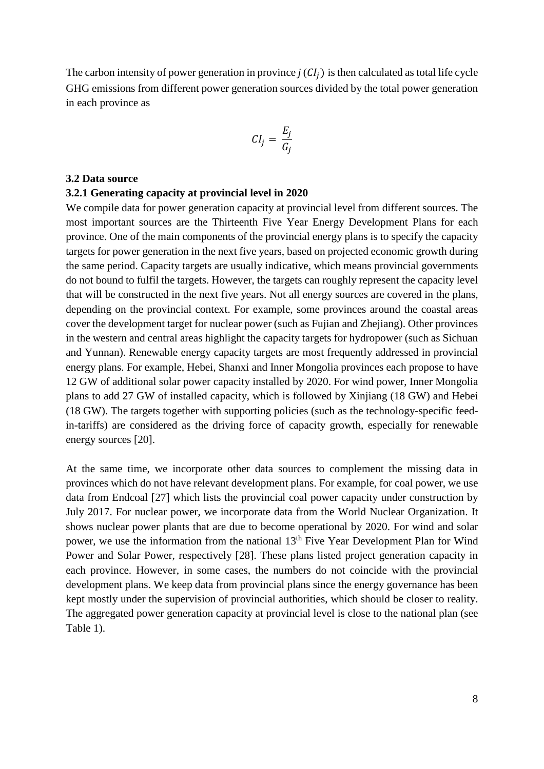The carbon intensity of power generation in province $j$ ($CI_j$) is then calculated as total life cycle GHG emissions from different power generation sources divided by the total power generation in each province as

$$CI_j = \frac{E_j}{G_j}$$

### 3.2 Data source

#### 3.2.1 Generating capacity at provincial level in 2020

We compile data for power generation capacity at provincial level from different sources. The most important sources are the Thirteenth Five Year Energy Development Plans for each province. One of the main components of the provincial energy plans is to specify the capacity targets for power generation in the next five years, based on projected economic growth during the same period. Capacity targets are usually indicative, which means provincial governments do not bound to fulfil the targets. However, the targets can roughly represent the capacity level that will be constructed in the next five years. Not all energy sources are covered in the plans, depending on the provincial context. For example, some provinces around the coastal areas cover the development target for nuclear power (such as Fujian and Zhejiang). Other provinces in the western and central areas highlight the capacity targets for hydropower (such as Sichuan and Yunnan). Renewable energy capacity targets are most frequently addressed in provincial energy plans. For example, Hebei, Shanxi and Inner Mongolia provinces each propose to have 12 GW of additional solar power capacity installed by 2020. For wind power, Inner Mongolia plans to add 27 GW of installed capacity, which is followed by Xinjiang (18 GW) and Hebei (18 GW). The targets together with supporting policies (such as the technology-specific feed-in-tariffs) are considered as the driving force of capacity growth, especially for renewable energy sources [20].

At the same time, we incorporate other data sources to complement the missing data in provinces which do not have relevant development plans. For example, for coal power, we use data from Endcoal [27] which lists the provincial coal power capacity under construction by July 2017. For nuclear power, we incorporate data from the World Nuclear Organization. It shows nuclear power plants that are due to become operational by 2020. For wind and solar power, we use the information from the national 13th Five Year Development Plan for Wind Power and Solar Power, respectively [28]. These plans listed project generation capacity in each province. However, in some cases, the numbers do not coincide with the provincial development plans. We keep data from provincial plans since the energy governance has been kept mostly under the supervision of provincial authorities, which should be closer to reality. The aggregated power generation capacity at provincial level is close to the national plan (see Table 1).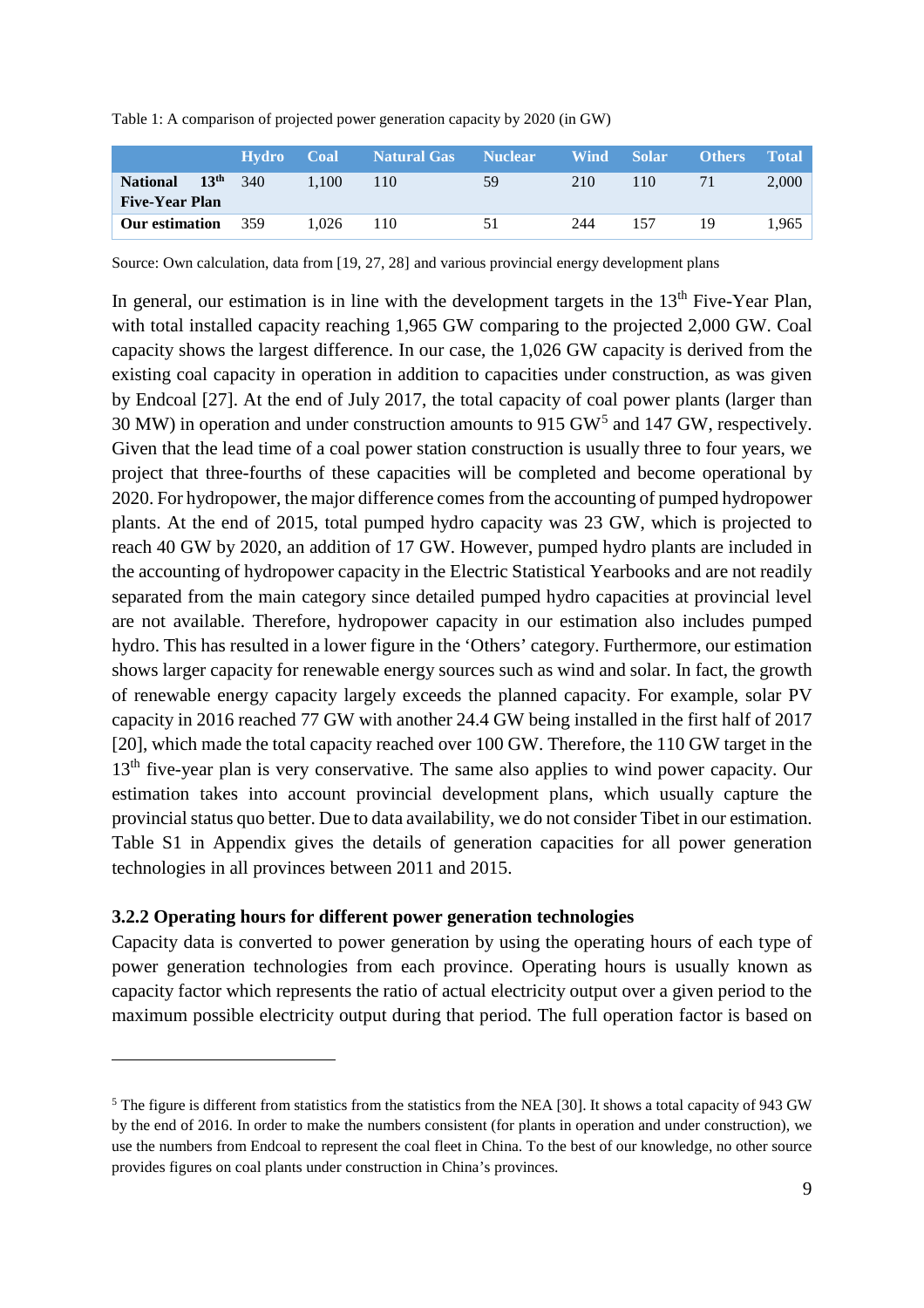Table 1: A comparison of projected power generation capacity by 2020 (in GW)

| | Hydro | Coal | Natural Gas | Nuclear | Wind | Solar | Others | Total |
|---|---|---|---|---|---|---|---|---|
| **National 13th Five-Year Plan** | 340 | 1,100 | 110 | 59 | 210 | 110 | 71 | 2,000 |
| **Our estimation** | 359 | 1,026 | 110 | 51 | 244 | 157 | 19 | 1,965 |

Source: Own calculation, data from [19, 27, 28] and various provincial energy development plans

In general, our estimation is in line with the development targets in the 13th Five-Year Plan, with total installed capacity reaching 1,965 GW comparing to the projected 2,000 GW. Coal capacity shows the largest difference. In our case, the 1,026 GW capacity is derived from the existing coal capacity in operation in addition to capacities under construction, as was given by Endcoal [27]. At the end of July 2017, the total capacity of coal power plants (larger than 30 MW) in operation and under construction amounts to 915 GW[5] and 147 GW, respectively. Given that the lead time of a coal power station construction is usually three to four years, we project that three-fourths of these capacities will be completed and become operational by 2020. For hydropower, the major difference comes from the accounting of pumped hydropower plants. At the end of 2015, total pumped hydro capacity was 23 GW, which is projected to reach 40 GW by 2020, an addition of 17 GW. However, pumped hydro plants are included in the accounting of hydropower capacity in the Electric Statistical Yearbooks and are not readily separated from the main category since detailed pumped hydro capacities at provincial level are not available. Therefore, hydropower capacity in our estimation also includes pumped hydro. This has resulted in a lower figure in the 'Others' category. Furthermore, our estimation shows larger capacity for renewable energy sources such as wind and solar. In fact, the growth of renewable energy capacity largely exceeds the planned capacity. For example, solar PV capacity in 2016 reached 77 GW with another 24.4 GW being installed in the first half of 2017 [20], which made the total capacity reached over 100 GW. Therefore, the 110 GW target in the 13th five-year plan is very conservative. The same also applies to wind power capacity. Our estimation takes into account provincial development plans, which usually capture the provincial status quo better. Due to data availability, we do not consider Tibet in our estimation. Table S1 in Appendix gives the details of generation capacities for all power generation technologies in all provinces between 2011 and 2015.

### 3.2.2 Operating hours for different power generation technologies

Capacity data is converted to power generation by using the operating hours of each type of power generation technologies from each province. Operating hours is usually known as capacity factor which represents the ratio of actual electricity output over a given period to the maximum possible electricity output during that period. The full operation factor is based on

[5] The figure is different from statistics from the statistics from the NEA [30]. It shows a total capacity of 943 GW by the end of 2016. In order to make the numbers consistent (for plants in operation and under construction), we use the numbers from Endcoal to represent the coal fleet in China. To the best of our knowledge, no other source provides figures on coal plants under construction in China's provinces.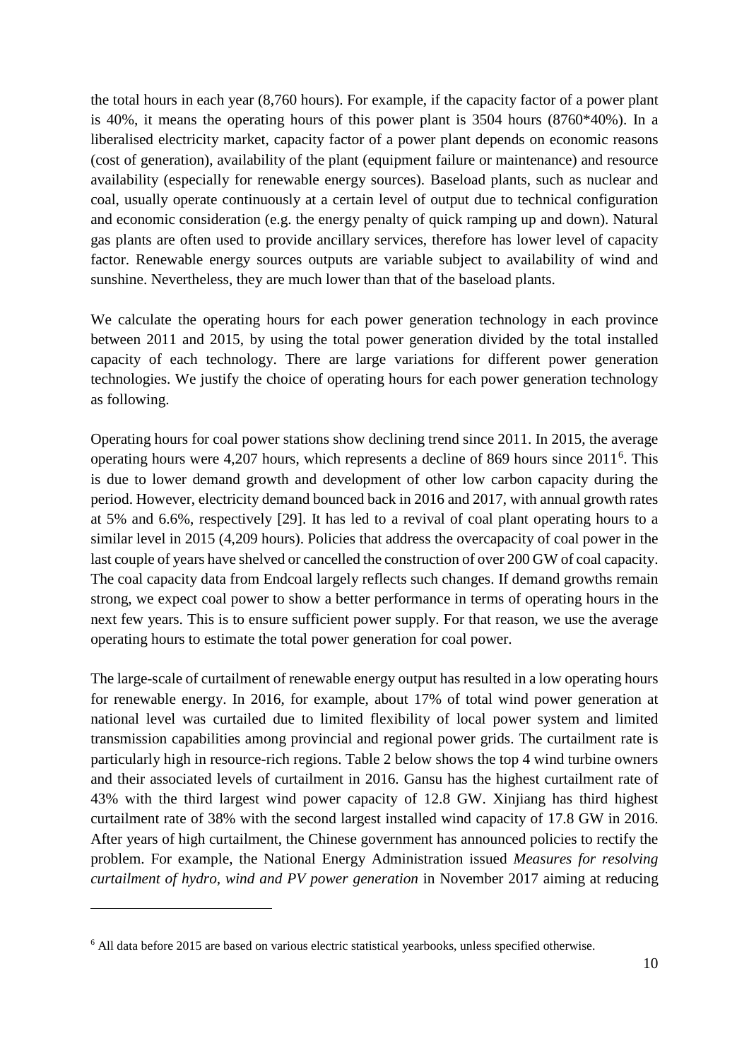the total hours in each year (8,760 hours). For example, if the capacity factor of a power plant is 40%, it means the operating hours of this power plant is 3504 hours (8760*40%). In a liberalised electricity market, capacity factor of a power plant depends on economic reasons (cost of generation), availability of the plant (equipment failure or maintenance) and resource availability (especially for renewable energy sources). Baseload plants, such as nuclear and coal, usually operate continuously at a certain level of output due to technical configuration and economic consideration (e.g. the energy penalty of quick ramping up and down). Natural gas plants are often used to provide ancillary services, therefore has lower level of capacity factor. Renewable energy sources outputs are variable subject to availability of wind and sunshine. Nevertheless, they are much lower than that of the baseload plants.

We calculate the operating hours for each power generation technology in each province between 2011 and 2015, by using the total power generation divided by the total installed capacity of each technology. There are large variations for different power generation technologies. We justify the choice of operating hours for each power generation technology as following.

Operating hours for coal power stations show declining trend since 2011. In 2015, the average operating hours were 4,207 hours, which represents a decline of 869 hours since 2011[6]. This is due to lower demand growth and development of other low carbon capacity during the period. However, electricity demand bounced back in 2016 and 2017, with annual growth rates at 5% and 6.6%, respectively [29]. It has led to a revival of coal plant operating hours to a similar level in 2015 (4,209 hours). Policies that address the overcapacity of coal power in the last couple of years have shelved or cancelled the construction of over 200 GW of coal capacity. The coal capacity data from Endcoal largely reflects such changes. If demand growths remain strong, we expect coal power to show a better performance in terms of operating hours in the next few years. This is to ensure sufficient power supply. For that reason, we use the average operating hours to estimate the total power generation for coal power.

The large-scale of curtailment of renewable energy output has resulted in a low operating hours for renewable energy. In 2016, for example, about 17% of total wind power generation at national level was curtailed due to limited flexibility of local power system and limited transmission capabilities among provincial and regional power grids. The curtailment rate is particularly high in resource-rich regions. Table 2 below shows the top 4 wind turbine owners and their associated levels of curtailment in 2016. Gansu has the highest curtailment rate of 43% with the third largest wind power capacity of 12.8 GW. Xinjiang has third highest curtailment rate of 38% with the second largest installed wind capacity of 17.8 GW in 2016. After years of high curtailment, the Chinese government has announced policies to rectify the problem. For example, the National Energy Administration issued *Measures for resolving curtailment of hydro, wind and PV power generation* in November 2017 aiming at reducing

[6] All data before 2015 are based on various electric statistical yearbooks, unless specified otherwise.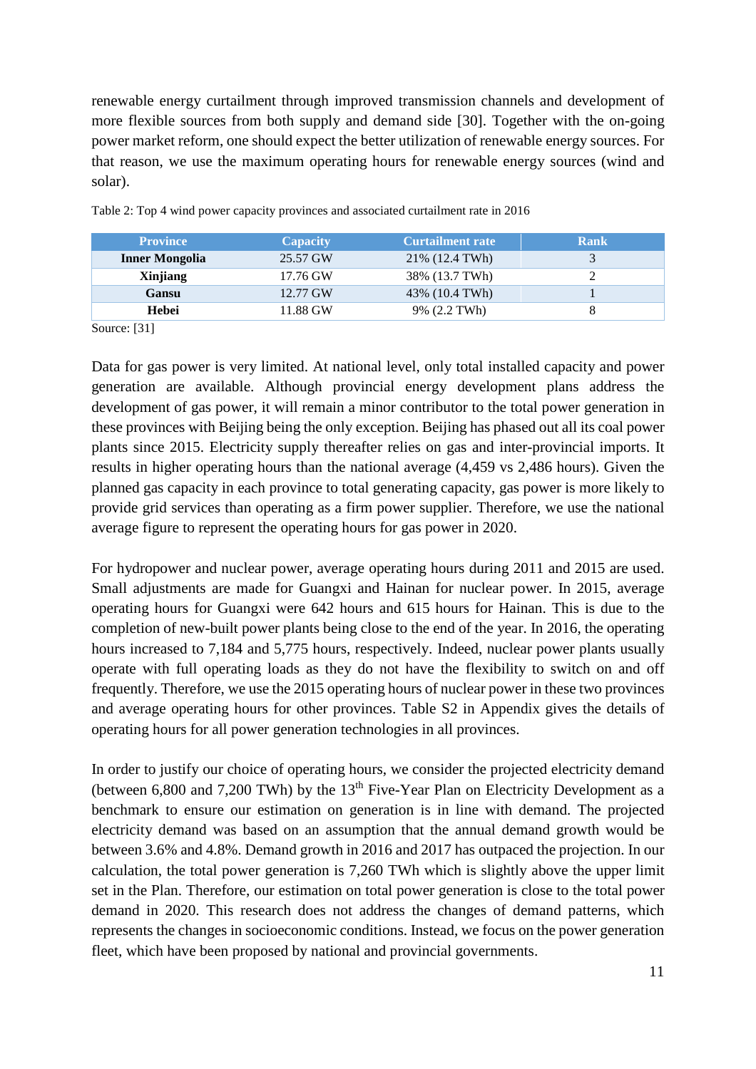renewable energy curtailment through improved transmission channels and development of more flexible sources from both supply and demand side [30]. Together with the on-going power market reform, one should expect the better utilization of renewable energy sources. For that reason, we use the maximum operating hours for renewable energy sources (wind and solar).

Table 2: Top 4 wind power capacity provinces and associated curtailment rate in 2016

| Province | Capacity | Curtailment rate | Rank |
|---|---|---|---|
| **Inner Mongolia** | 25.57 GW | 21% (12.4 TWh) | 3 |
| **Xinjiang** | 17.76 GW | 38% (13.7 TWh) | 2 |
| **Gansu** | 12.77 GW | 43% (10.4 TWh) | 1 |
| **Hebei** | 11.88 GW | 9% (2.2 TWh) | 8 |

Source: [31]

Data for gas power is very limited. At national level, only total installed capacity and power generation are available. Although provincial energy development plans address the development of gas power, it will remain a minor contributor to the total power generation in these provinces with Beijing being the only exception. Beijing has phased out all its coal power plants since 2015. Electricity supply thereafter relies on gas and inter-provincial imports. It results in higher operating hours than the national average (4,459 vs 2,486 hours). Given the planned gas capacity in each province to total generating capacity, gas power is more likely to provide grid services than operating as a firm power supplier. Therefore, we use the national average figure to represent the operating hours for gas power in 2020.

For hydropower and nuclear power, average operating hours during 2011 and 2015 are used. Small adjustments are made for Guangxi and Hainan for nuclear power. In 2015, average operating hours for Guangxi were 642 hours and 615 hours for Hainan. This is due to the completion of new-built power plants being close to the end of the year. In 2016, the operating hours increased to 7,184 and 5,775 hours, respectively. Indeed, nuclear power plants usually operate with full operating loads as they do not have the flexibility to switch on and off frequently. Therefore, we use the 2015 operating hours of nuclear power in these two provinces and average operating hours for other provinces. Table S2 in Appendix gives the details of operating hours for all power generation technologies in all provinces.

In order to justify our choice of operating hours, we consider the projected electricity demand (between 6,800 and 7,200 TWh) by the 13$^{th}$ Five-Year Plan on Electricity Development as a benchmark to ensure our estimation on generation is in line with demand. The projected electricity demand was based on an assumption that the annual demand growth would be between 3.6% and 4.8%. Demand growth in 2016 and 2017 has outpaced the projection. In our calculation, the total power generation is 7,260 TWh which is slightly above the upper limit set in the Plan. Therefore, our estimation on total power generation is close to the total power demand in 2020. This research does not address the changes of demand patterns, which represents the changes in socioeconomic conditions. Instead, we focus on the power generation fleet, which have been proposed by national and provincial governments.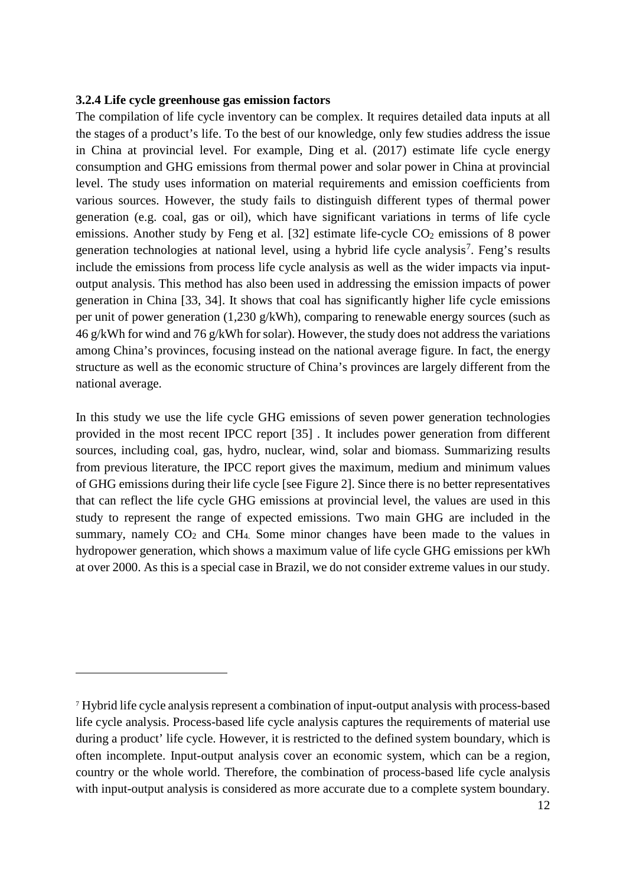### 3.2.4 Life cycle greenhouse gas emission factors

The compilation of life cycle inventory can be complex. It requires detailed data inputs at all the stages of a product's life. To the best of our knowledge, only few studies address the issue in China at provincial level. For example, Ding et al. (2017) estimate life cycle energy consumption and GHG emissions from thermal power and solar power in China at provincial level. The study uses information on material requirements and emission coefficients from various sources. However, the study fails to distinguish different types of thermal power generation (e.g. coal, gas or oil), which have significant variations in terms of life cycle emissions. Another study by Feng et al. [32] estimate life-cycle $CO_2$ emissions of 8 power generation technologies at national level, using a hybrid life cycle analysis[7]. Feng's results include the emissions from process life cycle analysis as well as the wider impacts via input-output analysis. This method has also been used in addressing the emission impacts of power generation in China [33, 34]. It shows that coal has significantly higher life cycle emissions per unit of power generation (1,230 g/kWh), comparing to renewable energy sources (such as 46 g/kWh for wind and 76 g/kWh for solar). However, the study does not address the variations among China's provinces, focusing instead on the national average figure. In fact, the energy structure as well as the economic structure of China's provinces are largely different from the national average.

In this study we use the life cycle GHG emissions of seven power generation technologies provided in the most recent IPCC report [35] . It includes power generation from different sources, including coal, gas, hydro, nuclear, wind, solar and biomass. Summarizing results from previous literature, the IPCC report gives the maximum, medium and minimum values of GHG emissions during their life cycle [see Figure 2]. Since there is no better representatives that can reflect the life cycle GHG emissions at provincial level, the values are used in this study to represent the range of expected emissions. Two main GHG are included in the summary, namely $CO_2$ and $CH_4$. Some minor changes have been made to the values in hydropower generation, which shows a maximum value of life cycle GHG emissions per kWh at over 2000. As this is a special case in Brazil, we do not consider extreme values in our study.

---

[7] Hybrid life cycle analysis represent a combination of input-output analysis with process-based life cycle analysis. Process-based life cycle analysis captures the requirements of material use during a product' life cycle. However, it is restricted to the defined system boundary, which is often incomplete. Input-output analysis cover an economic system, which can be a region, country or the whole world. Therefore, the combination of process-based life cycle analysis with input-output analysis is considered as more accurate due to a complete system boundary.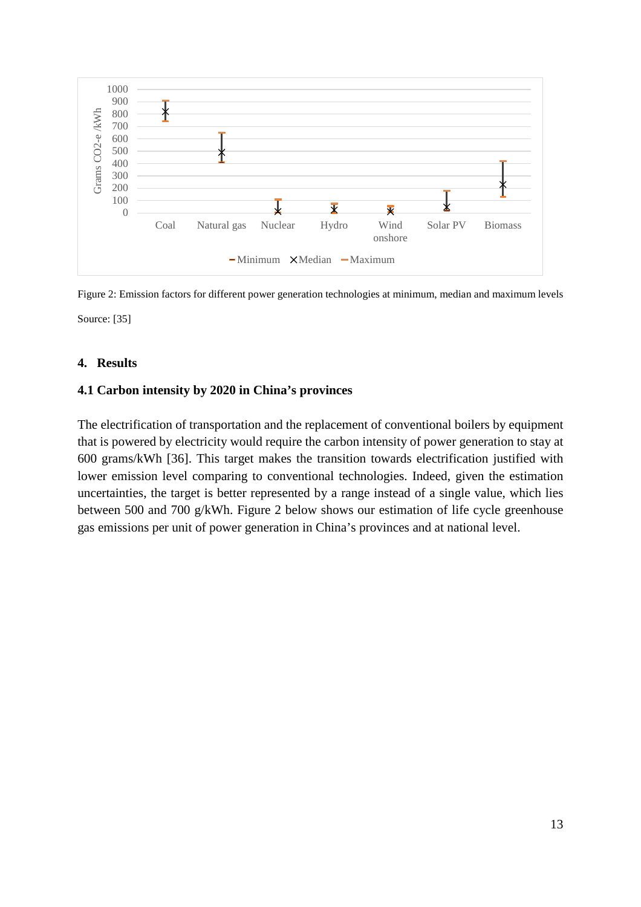Figure 2: Emission factors for different power generation technologies at minimum, median and maximum levels

Source: [35]

## 4. Results

### 4.1 Carbon intensity by 2020 in China's provinces

The electrification of transportation and the replacement of conventional boilers by equipment that is powered by electricity would require the carbon intensity of power generation to stay at 600 grams/kWh [36]. This target makes the transition towards electrification justified with lower emission level comparing to conventional technologies. Indeed, given the estimation uncertainties, the target is better represented by a range instead of a single value, which lies between 500 and 700 g/kWh. Figure 2 below shows our estimation of life cycle greenhouse gas emissions per unit of power generation in China's provinces and at national level.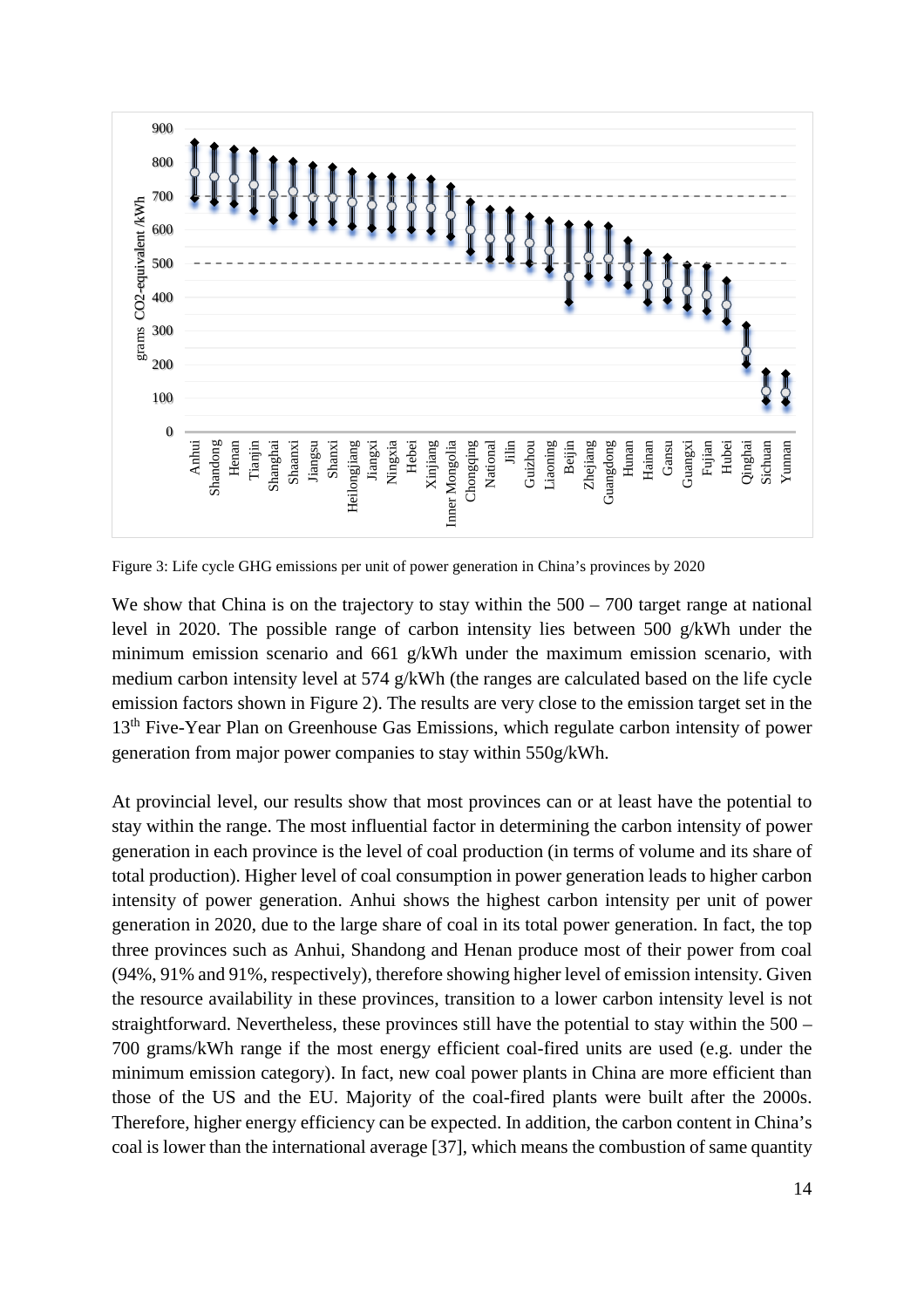Figure 3: Life cycle GHG emissions per unit of power generation in China's provinces by 2020

We show that China is on the trajectory to stay within the 500 – 700 target range at national level in 2020. The possible range of carbon intensity lies between 500 g/kWh under the minimum emission scenario and 661 g/kWh under the maximum emission scenario, with medium carbon intensity level at 574 g/kWh (the ranges are calculated based on the life cycle emission factors shown in Figure 2). The results are very close to the emission target set in the 13th Five-Year Plan on Greenhouse Gas Emissions, which regulate carbon intensity of power generation from major power companies to stay within 550g/kWh.

At provincial level, our results show that most provinces can or at least have the potential to stay within the range. The most influential factor in determining the carbon intensity of power generation in each province is the level of coal production (in terms of volume and its share of total production). Higher level of coal consumption in power generation leads to higher carbon intensity of power generation. Anhui shows the highest carbon intensity per unit of power generation in 2020, due to the large share of coal in its total power generation. In fact, the top three provinces such as Anhui, Shandong and Henan produce most of their power from coal (94%, 91% and 91%, respectively), therefore showing higher level of emission intensity. Given the resource availability in these provinces, transition to a lower carbon intensity level is not straightforward. Nevertheless, these provinces still have the potential to stay within the 500 – 700 grams/kWh range if the most energy efficient coal-fired units are used (e.g. under the minimum emission category). In fact, new coal power plants in China are more efficient than those of the US and the EU. Majority of the coal-fired plants were built after the 2000s. Therefore, higher energy efficiency can be expected. In addition, the carbon content in China's coal is lower than the international average [37], which means the combustion of same quantity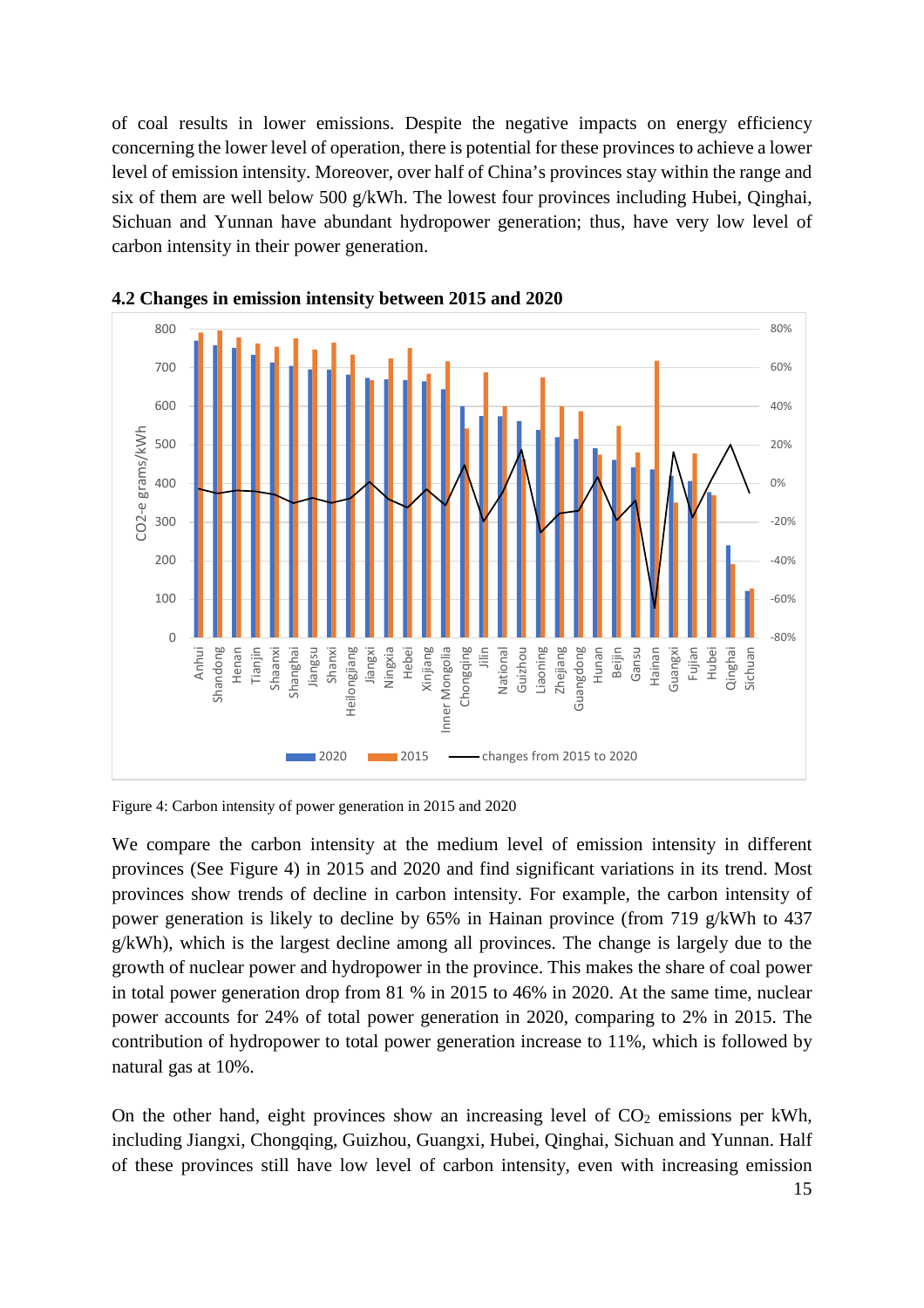of coal results in lower emissions. Despite the negative impacts on energy efficiency concerning the lower level of operation, there is potential for these provinces to achieve a lower level of emission intensity. Moreover, over half of China's provinces stay within the range and six of them are well below 500 g/kWh. The lowest four provinces including Hubei, Qinghai, Sichuan and Yunnan have abundant hydropower generation; thus, have very low level of carbon intensity in their power generation.

### 4.2 Changes in emission intensity between 2015 and 2020

Figure 4: Carbon intensity of power generation in 2015 and 2020

We compare the carbon intensity at the medium level of emission intensity in different provinces (See Figure 4) in 2015 and 2020 and find significant variations in its trend. Most provinces show trends of decline in carbon intensity. For example, the carbon intensity of power generation is likely to decline by 65% in Hainan province (from 719 g/kWh to 437 g/kWh), which is the largest decline among all provinces. The change is largely due to the growth of nuclear power and hydropower in the province. This makes the share of coal power in total power generation drop from 81 % in 2015 to 46% in 2020. At the same time, nuclear power accounts for 24% of total power generation in 2020, comparing to 2% in 2015. The contribution of hydropower to total power generation increase to 11%, which is followed by natural gas at 10%.

On the other hand, eight provinces show an increasing level of $CO_2$ emissions per kWh, including Jiangxi, Chongqing, Guizhou, Guangxi, Hubei, Qinghai, Sichuan and Yunnan. Half of these provinces still have low level of carbon intensity, even with increasing emission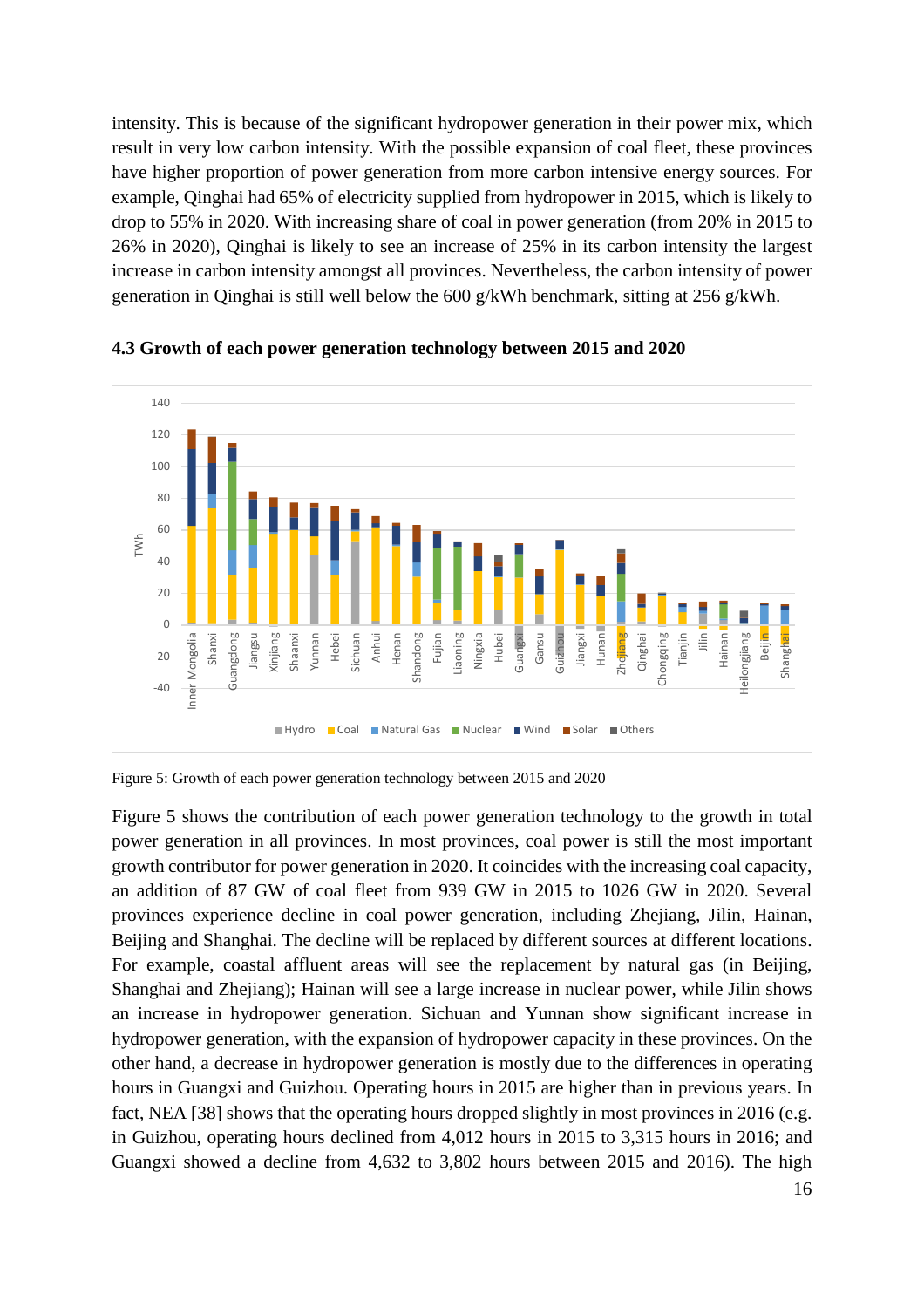intensity. This is because of the significant hydropower generation in their power mix, which result in very low carbon intensity. With the possible expansion of coal fleet, these provinces have higher proportion of power generation from more carbon intensive energy sources. For example, Qinghai had 65% of electricity supplied from hydropower in 2015, which is likely to drop to 55% in 2020. With increasing share of coal in power generation (from 20% in 2015 to 26% in 2020), Qinghai is likely to see an increase of 25% in its carbon intensity the largest increase in carbon intensity amongst all provinces. Nevertheless, the carbon intensity of power generation in Qinghai is still well below the 600 g/kWh benchmark, sitting at 256 g/kWh.

### 4.3 Growth of each power generation technology between 2015 and 2020

Figure 5: Growth of each power generation technology between 2015 and 2020

Figure 5 shows the contribution of each power generation technology to the growth in total power generation in all provinces. In most provinces, coal power is still the most important growth contributor for power generation in 2020. It coincides with the increasing coal capacity, an addition of 87 GW of coal fleet from 939 GW in 2015 to 1026 GW in 2020. Several provinces experience decline in coal power generation, including Zhejiang, Jilin, Hainan, Beijing and Shanghai. The decline will be replaced by different sources at different locations. For example, coastal affluent areas will see the replacement by natural gas (in Beijing, Shanghai and Zhejiang); Hainan will see a large increase in nuclear power, while Jilin shows an increase in hydropower generation. Sichuan and Yunnan show significant increase in hydropower generation, with the expansion of hydropower capacity in these provinces. On the other hand, a decrease in hydropower generation is mostly due to the differences in operating hours in Guangxi and Guizhou. Operating hours in 2015 are higher than in previous years. In fact, NEA [38] shows that the operating hours dropped slightly in most provinces in 2016 (e.g. in Guizhou, operating hours declined from 4,012 hours in 2015 to 3,315 hours in 2016; and Guangxi showed a decline from 4,632 to 3,802 hours between 2015 and 2016). The high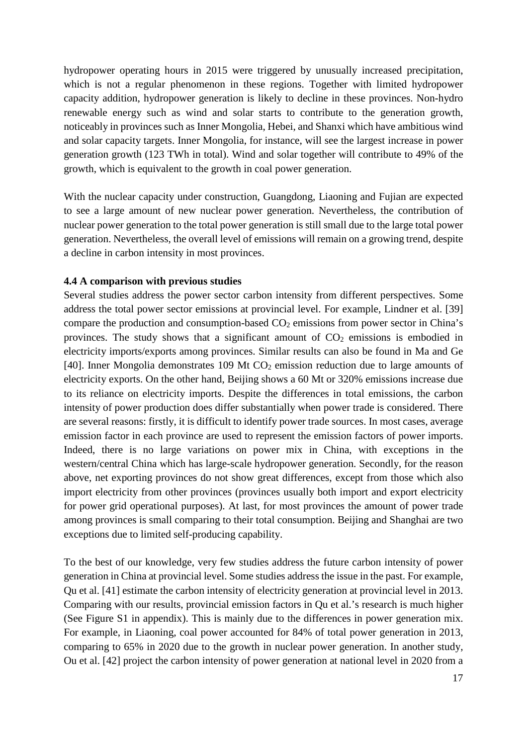hydropower operating hours in 2015 were triggered by unusually increased precipitation, which is not a regular phenomenon in these regions. Together with limited hydropower capacity addition, hydropower generation is likely to decline in these provinces. Non-hydro renewable energy such as wind and solar starts to contribute to the generation growth, noticeably in provinces such as Inner Mongolia, Hebei, and Shanxi which have ambitious wind and solar capacity targets. Inner Mongolia, for instance, will see the largest increase in power generation growth (123 TWh in total). Wind and solar together will contribute to 49% of the growth, which is equivalent to the growth in coal power generation.

With the nuclear capacity under construction, Guangdong, Liaoning and Fujian are expected to see a large amount of new nuclear power generation. Nevertheless, the contribution of nuclear power generation to the total power generation is still small due to the large total power generation. Nevertheless, the overall level of emissions will remain on a growing trend, despite a decline in carbon intensity in most provinces.

### 4.4 A comparison with previous studies

Several studies address the power sector carbon intensity from different perspectives. Some address the total power sector emissions at provincial level. For example, Lindner et al. [39] compare the production and consumption-based $CO_2$ emissions from power sector in China's provinces. The study shows that a significant amount of $CO_2$ emissions is embodied in electricity imports/exports among provinces. Similar results can also be found in Ma and Ge [40]. Inner Mongolia demonstrates 109 Mt $CO_2$ emission reduction due to large amounts of electricity exports. On the other hand, Beijing shows a 60 Mt or 320% emissions increase due to its reliance on electricity imports. Despite the differences in total emissions, the carbon intensity of power production does differ substantially when power trade is considered. There are several reasons: firstly, it is difficult to identify power trade sources. In most cases, average emission factor in each province are used to represent the emission factors of power imports. Indeed, there is no large variations on power mix in China, with exceptions in the western/central China which has large-scale hydropower generation. Secondly, for the reason above, net exporting provinces do not show great differences, except from those which also import electricity from other provinces (provinces usually both import and export electricity for power grid operational purposes). At last, for most provinces the amount of power trade among provinces is small comparing to their total consumption. Beijing and Shanghai are two exceptions due to limited self-producing capability.

To the best of our knowledge, very few studies address the future carbon intensity of power generation in China at provincial level. Some studies address the issue in the past. For example, Qu et al. [41] estimate the carbon intensity of electricity generation at provincial level in 2013. Comparing with our results, provincial emission factors in Qu et al.'s research is much higher (See Figure S1 in appendix). This is mainly due to the differences in power generation mix. For example, in Liaoning, coal power accounted for 84% of total power generation in 2013, comparing to 65% in 2020 due to the growth in nuclear power generation. In another study, Ou et al. [42] project the carbon intensity of power generation at national level in 2020 from a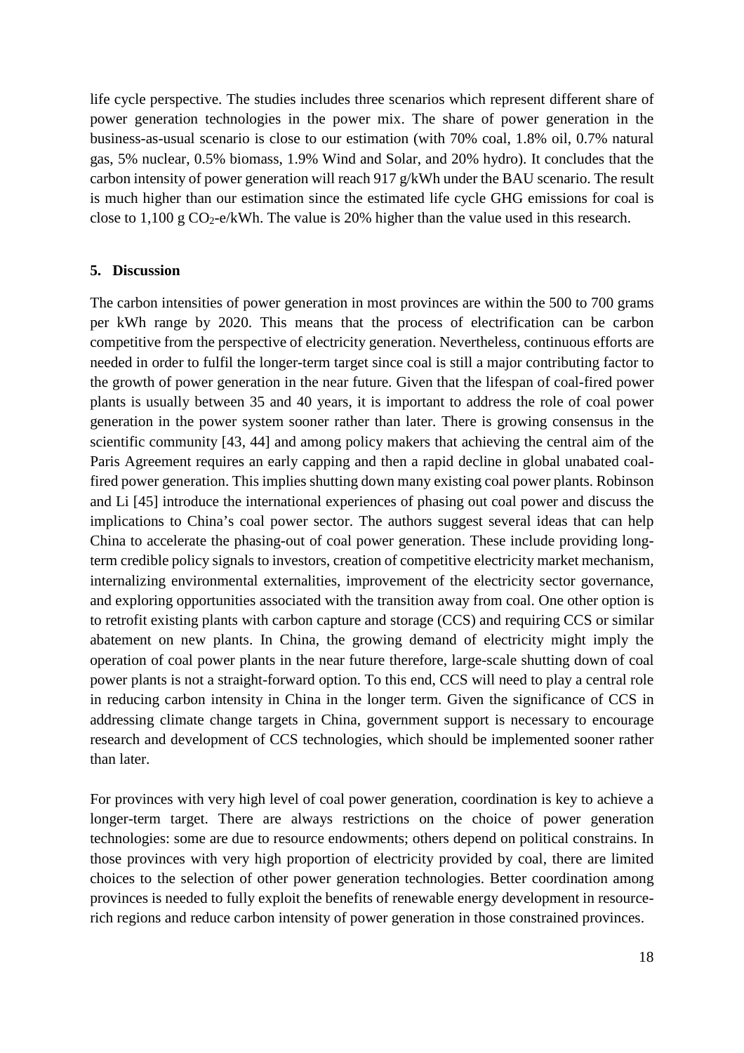life cycle perspective. The studies includes three scenarios which represent different share of power generation technologies in the power mix. The share of power generation in the business-as-usual scenario is close to our estimation (with 70% coal, 1.8% oil, 0.7% natural gas, 5% nuclear, 0.5% biomass, 1.9% Wind and Solar, and 20% hydro). It concludes that the carbon intensity of power generation will reach 917 g/kWh under the BAU scenario. The result is much higher than our estimation since the estimated life cycle GHG emissions for coal is close to 1,100 g $CO_2$-e/kWh. The value is 20% higher than the value used in this research.

## 5. Discussion

The carbon intensities of power generation in most provinces are within the 500 to 700 grams per kWh range by 2020. This means that the process of electrification can be carbon competitive from the perspective of electricity generation. Nevertheless, continuous efforts are needed in order to fulfil the longer-term target since coal is still a major contributing factor to the growth of power generation in the near future. Given that the lifespan of coal-fired power plants is usually between 35 and 40 years, it is important to address the role of coal power generation in the power system sooner rather than later. There is growing consensus in the scientific community [43, 44] and among policy makers that achieving the central aim of the Paris Agreement requires an early capping and then a rapid decline in global unabated coal-fired power generation. This implies shutting down many existing coal power plants. Robinson and Li [45] introduce the international experiences of phasing out coal power and discuss the implications to China's coal power sector. The authors suggest several ideas that can help China to accelerate the phasing-out of coal power generation. These include providing long-term credible policy signals to investors, creation of competitive electricity market mechanism, internalizing environmental externalities, improvement of the electricity sector governance, and exploring opportunities associated with the transition away from coal. One other option is to retrofit existing plants with carbon capture and storage (CCS) and requiring CCS or similar abatement on new plants. In China, the growing demand of electricity might imply the operation of coal power plants in the near future therefore, large-scale shutting down of coal power plants is not a straight-forward option. To this end, CCS will need to play a central role in reducing carbon intensity in China in the longer term. Given the significance of CCS in addressing climate change targets in China, government support is necessary to encourage research and development of CCS technologies, which should be implemented sooner rather than later.

For provinces with very high level of coal power generation, coordination is key to achieve a longer-term target. There are always restrictions on the choice of power generation technologies: some are due to resource endowments; others depend on political constrains. In those provinces with very high proportion of electricity provided by coal, there are limited choices to the selection of other power generation technologies. Better coordination among provinces is needed to fully exploit the benefits of renewable energy development in resource-rich regions and reduce carbon intensity of power generation in those constrained provinces.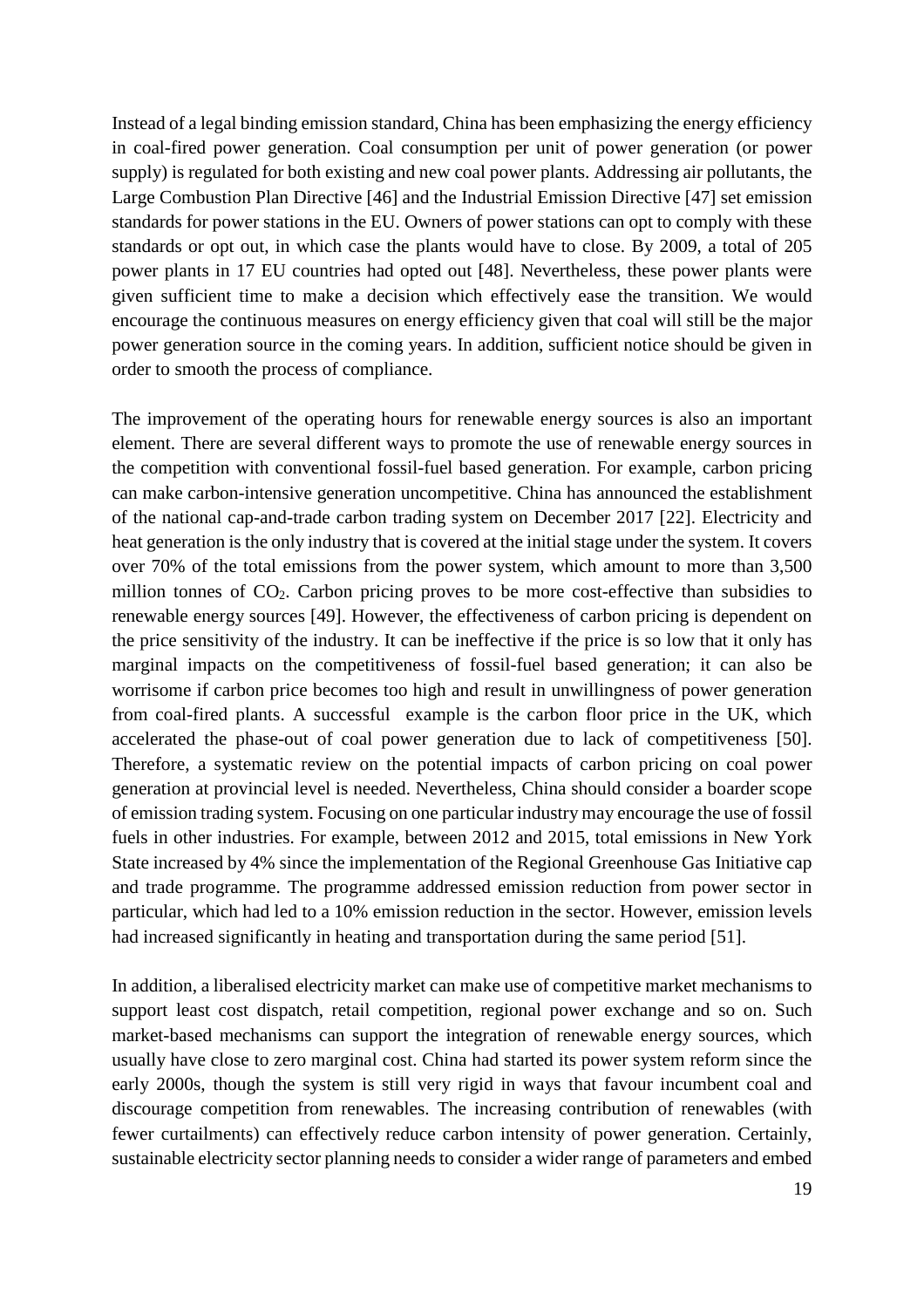Instead of a legal binding emission standard, China has been emphasizing the energy efficiency in coal-fired power generation. Coal consumption per unit of power generation (or power supply) is regulated for both existing and new coal power plants. Addressing air pollutants, the Large Combustion Plan Directive [46] and the Industrial Emission Directive [47] set emission standards for power stations in the EU. Owners of power stations can opt to comply with these standards or opt out, in which case the plants would have to close. By 2009, a total of 205 power plants in 17 EU countries had opted out [48]. Nevertheless, these power plants were given sufficient time to make a decision which effectively ease the transition. We would encourage the continuous measures on energy efficiency given that coal will still be the major power generation source in the coming years. In addition, sufficient notice should be given in order to smooth the process of compliance.

The improvement of the operating hours for renewable energy sources is also an important element. There are several different ways to promote the use of renewable energy sources in the competition with conventional fossil-fuel based generation. For example, carbon pricing can make carbon-intensive generation uncompetitive. China has announced the establishment of the national cap-and-trade carbon trading system on December 2017 [22]. Electricity and heat generation is the only industry that is covered at the initial stage under the system. It covers over 70% of the total emissions from the power system, which amount to more than 3,500 million tonnes of $CO_2$. Carbon pricing proves to be more cost-effective than subsidies to renewable energy sources [49]. However, the effectiveness of carbon pricing is dependent on the price sensitivity of the industry. It can be ineffective if the price is so low that it only has marginal impacts on the competitiveness of fossil-fuel based generation; it can also be worrisome if carbon price becomes too high and result in unwillingness of power generation from coal-fired plants. A successful example is the carbon floor price in the UK, which accelerated the phase-out of coal power generation due to lack of competitiveness [50]. Therefore, a systematic review on the potential impacts of carbon pricing on coal power generation at provincial level is needed. Nevertheless, China should consider a boarder scope of emission trading system. Focusing on one particular industry may encourage the use of fossil fuels in other industries. For example, between 2012 and 2015, total emissions in New York State increased by 4% since the implementation of the Regional Greenhouse Gas Initiative cap and trade programme. The programme addressed emission reduction from power sector in particular, which had led to a 10% emission reduction in the sector. However, emission levels had increased significantly in heating and transportation during the same period [51].

In addition, a liberalised electricity market can make use of competitive market mechanisms to support least cost dispatch, retail competition, regional power exchange and so on. Such market-based mechanisms can support the integration of renewable energy sources, which usually have close to zero marginal cost. China had started its power system reform since the early 2000s, though the system is still very rigid in ways that favour incumbent coal and discourage competition from renewables. The increasing contribution of renewables (with fewer curtailments) can effectively reduce carbon intensity of power generation. Certainly, sustainable electricity sector planning needs to consider a wider range of parameters and embed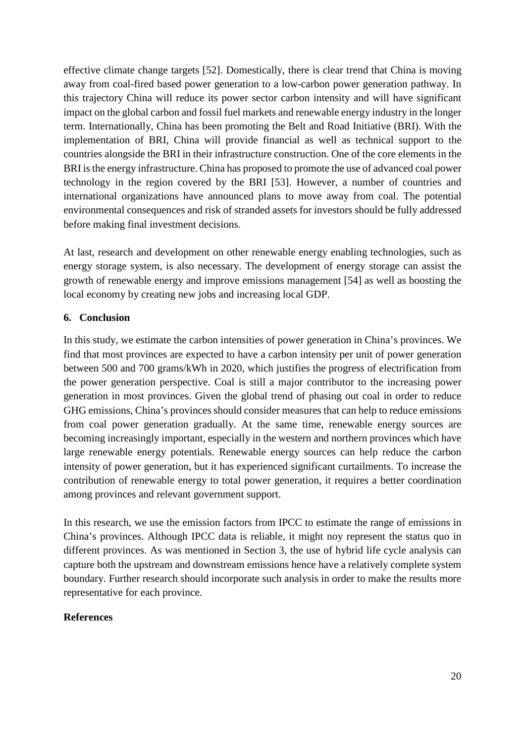effective climate change targets [52]. Domestically, there is clear trend that China is moving away from coal-fired based power generation to a low-carbon power generation pathway. In this trajectory China will reduce its power sector carbon intensity and will have significant impact on the global carbon and fossil fuel markets and renewable energy industry in the longer term. Internationally, China has been promoting the Belt and Road Initiative (BRI). With the implementation of BRI, China will provide financial as well as technical support to the countries alongside the BRI in their infrastructure construction. One of the core elements in the BRI is the energy infrastructure. China has proposed to promote the use of advanced coal power technology in the region covered by the BRI [53]. However, a number of countries and international organizations have announced plans to move away from coal. The potential environmental consequences and risk of stranded assets for investors should be fully addressed before making final investment decisions.

At last, research and development on other renewable energy enabling technologies, such as energy storage system, is also necessary. The development of energy storage can assist the growth of renewable energy and improve emissions management [54] as well as boosting the local economy by creating new jobs and increasing local GDP.

## 6. Conclusion

In this study, we estimate the carbon intensities of power generation in China's provinces. We find that most provinces are expected to have a carbon intensity per unit of power generation between 500 and 700 grams/kWh in 2020, which justifies the progress of electrification from the power generation perspective. Coal is still a major contributor to the increasing power generation in most provinces. Given the global trend of phasing out coal in order to reduce GHG emissions, China's provinces should consider measures that can help to reduce emissions from coal power generation gradually. At the same time, renewable energy sources are becoming increasingly important, especially in the western and northern provinces which have large renewable energy potentials. Renewable energy sources can help reduce the carbon intensity of power generation, but it has experienced significant curtailments. To increase the contribution of renewable energy to total power generation, it requires a better coordination among provinces and relevant government support.

In this research, we use the emission factors from IPCC to estimate the range of emissions in China's provinces. Although IPCC data is reliable, it might noy represent the status quo in different provinces. As was mentioned in Section 3, the use of hybrid life cycle analysis can capture both the upstream and downstream emissions hence have a relatively complete system boundary. Further research should incorporate such analysis in order to make the results more representative for each province.

## References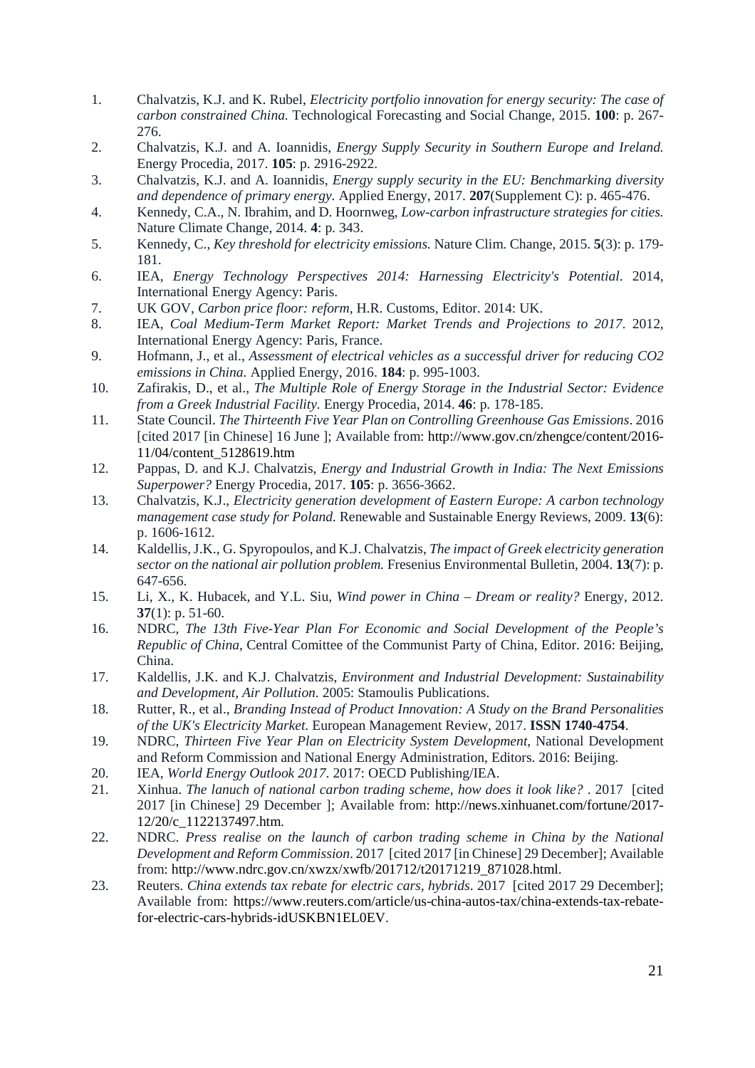1. Chalvatzis, K.J. and K. Rubel, *Electricity portfolio innovation for energy security: The case of carbon constrained China.* Technological Forecasting and Social Change, 2015. **100**: p. 267-276.
2. Chalvatzis, K.J. and A. Ioannidis, *Energy Supply Security in Southern Europe and Ireland.* Energy Procedia, 2017. **105**: p. 2916-2922.
3. Chalvatzis, K.J. and A. Ioannidis, *Energy supply security in the EU: Benchmarking diversity and dependence of primary energy.* Applied Energy, 2017. **207**(Supplement C): p. 465-476.
4. Kennedy, C.A., N. Ibrahim, and D. Hoornweg, *Low-carbon infrastructure strategies for cities.* Nature Climate Change, 2014. **4**: p. 343.
5. Kennedy, C., *Key threshold for electricity emissions.* Nature Clim. Change, 2015. **5**(3): p. 179-181.
6. IEA, *Energy Technology Perspectives 2014: Harnessing Electricity's Potential*. 2014, International Energy Agency: Paris.
7. UK GOV, *Carbon price floor: reform*, H.R. Customs, Editor. 2014: UK.
8. IEA, *Coal Medium-Term Market Report: Market Trends and Projections to 2017*. 2012, International Energy Agency: Paris, France.
9. Hofmann, J., et al., *Assessment of electrical vehicles as a successful driver for reducing CO2 emissions in China.* Applied Energy, 2016. **184**: p. 995-1003.
10. Zafirakis, D., et al., *The Multiple Role of Energy Storage in the Industrial Sector: Evidence from a Greek Industrial Facility.* Energy Procedia, 2014. **46**: p. 178-185.
11. State Council. *The Thirteenth Five Year Plan on Controlling Greenhouse Gas Emissions*. 2016 [cited 2017 [in Chinese] 16 June ]; Available from: http://www.gov.cn/zhengce/content/2016-11/04/content_5128619.htm
12. Pappas, D. and K.J. Chalvatzis, *Energy and Industrial Growth in India: The Next Emissions Superpower?* Energy Procedia, 2017. **105**: p. 3656-3662.
13. Chalvatzis, K.J., *Electricity generation development of Eastern Europe: A carbon technology management case study for Poland.* Renewable and Sustainable Energy Reviews, 2009. **13**(6): p. 1606-1612.
14. Kaldellis, J.K., G. Spyropoulos, and K.J. Chalvatzis, *The impact of Greek electricity generation sector on the national air pollution problem.* Fresenius Environmental Bulletin, 2004. **13**(7): p. 647-656.
15. Li, X., K. Hubacek, and Y.L. Siu, *Wind power in China – Dream or reality?* Energy, 2012. **37**(1): p. 51-60.
16. NDRC, *The 13th Five-Year Plan For Economic and Social Development of the People's Republic of China*, Central Comittee of the Communist Party of China, Editor. 2016: Beijing, China.
17. Kaldellis, J.K. and K.J. Chalvatzis, *Environment and Industrial Development: Sustainability and Development, Air Pollution*. 2005: Stamoulis Publications.
18. Rutter, R., et al., *Branding Instead of Product Innovation: A Study on the Brand Personalities of the UK's Electricity Market.* European Management Review, 2017. **ISSN 1740-4754**.
19. NDRC, *Thirteen Five Year Plan on Electricity System Development*, National Development and Reform Commission and National Energy Administration, Editors. 2016: Beijing.
20. IEA, *World Energy Outlook 2017*. 2017: OECD Publishing/IEA.
21. Xinhua. *The lanuch of national carbon trading scheme, how does it look like?* . 2017 [cited 2017 [in Chinese] 29 December ]; Available from: http://news.xinhuanet.com/fortune/2017-12/20/c_1122137497.htm.
22. NDRC. *Press realise on the launch of carbon trading scheme in China by the National Development and Reform Commission*. 2017 [cited 2017 [in Chinese] 29 December]; Available from: http://www.ndrc.gov.cn/xwzx/xwfb/201712/t20171219_871028.html.
23. Reuters. *China extends tax rebate for electric cars, hybrids*. 2017 [cited 2017 29 December]; Available from: https://www.reuters.com/article/us-china-autos-tax/china-extends-tax-rebate-for-electric-cars-hybrids-idUSKBN1EL0EV.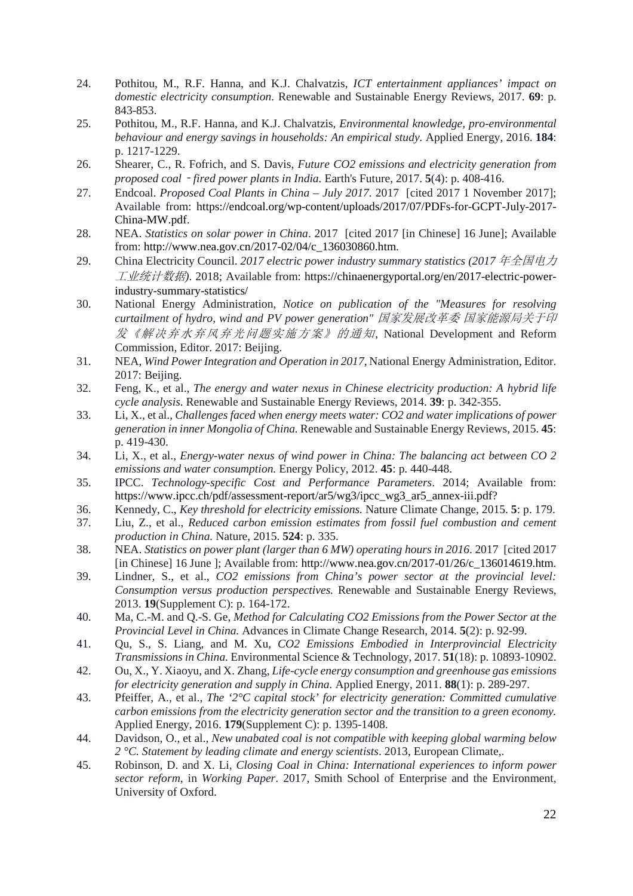24. Pothitou, M., R.F. Hanna, and K.J. Chalvatzis, *ICT entertainment appliances' impact on domestic electricity consumption.* Renewable and Sustainable Energy Reviews, 2017. **69**: p. 843-853.
25. Pothitou, M., R.F. Hanna, and K.J. Chalvatzis, *Environmental knowledge, pro-environmental behaviour and energy savings in households: An empirical study.* Applied Energy, 2016. **184**: p. 1217-1229.
26. Shearer, C., R. Fofrich, and S. Davis, *Future CO2 emissions and electricity generation from proposed coal‐fired power plants in India.* Earth's Future, 2017. **5**(4): p. 408-416.
27. Endcoal. *Proposed Coal Plants in China – July 2017*. 2017 [cited 2017 1 November 2017]; Available from: https://endcoal.org/wp-content/uploads/2017/07/PDFs-for-GCPT-July-2017-China-MW.pdf.
28. NEA. *Statistics on solar power in China*. 2017 [cited 2017 [in Chinese] 16 June]; Available from: http://www.nea.gov.cn/2017-02/04/c_136030860.htm.
29. China Electricity Council. *2017 electric power industry summary statistics (2017 年全国电力工业统计数据)*. 2018; Available from: https://chinaenergyportal.org/en/2017-electric-power-industry-summary-statistics/
30. National Energy Administration, *Notice on publication of the "Measures for resolving curtailment of hydro, wind and PV power generation" 国家发展改革委 国家能源局关于印发《解决弃水弃风弃光问题实施方案》的通知*, National Development and Reform Commission, Editor. 2017: Beijing.
31. NEA, *Wind Power Integration and Operation in 2017*, National Energy Administration, Editor. 2017: Beijing.
32. Feng, K., et al., *The energy and water nexus in Chinese electricity production: A hybrid life cycle analysis.* Renewable and Sustainable Energy Reviews, 2014. **39**: p. 342-355.
33. Li, X., et al., *Challenges faced when energy meets water: CO2 and water implications of power generation in inner Mongolia of China.* Renewable and Sustainable Energy Reviews, 2015. **45**: p. 419-430.
34. Li, X., et al., *Energy-water nexus of wind power in China: The balancing act between CO 2 emissions and water consumption.* Energy Policy, 2012. **45**: p. 440-448.
35. IPCC. *Technology-specific Cost and Performance Parameters*. 2014; Available from: https://www.ipcc.ch/pdf/assessment-report/ar5/wg3/ipcc_wg3_ar5_annex-iii.pdf?
36. Kennedy, C., *Key threshold for electricity emissions.* Nature Climate Change, 2015. **5**: p. 179.
37. Liu, Z., et al., *Reduced carbon emission estimates from fossil fuel combustion and cement production in China.* Nature, 2015. **524**: p. 335.
38. NEA. *Statistics on power plant (larger than 6 MW) operating hours in 2016*. 2017 [cited 2017 [in Chinese] 16 June ]; Available from: http://www.nea.gov.cn/2017-01/26/c_136014619.htm.
39. Lindner, S., et al., *CO2 emissions from China's power sector at the provincial level: Consumption versus production perspectives.* Renewable and Sustainable Energy Reviews, 2013. **19**(Supplement C): p. 164-172.
40. Ma, C.-M. and Q.-S. Ge, *Method for Calculating CO2 Emissions from the Power Sector at the Provincial Level in China.* Advances in Climate Change Research, 2014. **5**(2): p. 92-99.
41. Qu, S., S. Liang, and M. Xu, *CO2 Emissions Embodied in Interprovincial Electricity Transmissions in China.* Environmental Science & Technology, 2017. **51**(18): p. 10893-10902.
42. Ou, X., Y. Xiaoyu, and X. Zhang, *Life-cycle energy consumption and greenhouse gas emissions for electricity generation and supply in China.* Applied Energy, 2011. **88**(1): p. 289-297.
43. Pfeiffer, A., et al., *The '2°C capital stock' for electricity generation: Committed cumulative carbon emissions from the electricity generation sector and the transition to a green economy.* Applied Energy, 2016. **179**(Supplement C): p. 1395-1408.
44. Davidson, O., et al., *New unabated coal is not compatible with keeping global warming below 2 °C. Statement by leading climate and energy scientists*. 2013, European Climate,.
45. Robinson, D. and X. Li, *Closing Coal in China: International experiences to inform power sector reform*, in *Working Paper*. 2017, Smith School of Enterprise and the Environment, University of Oxford.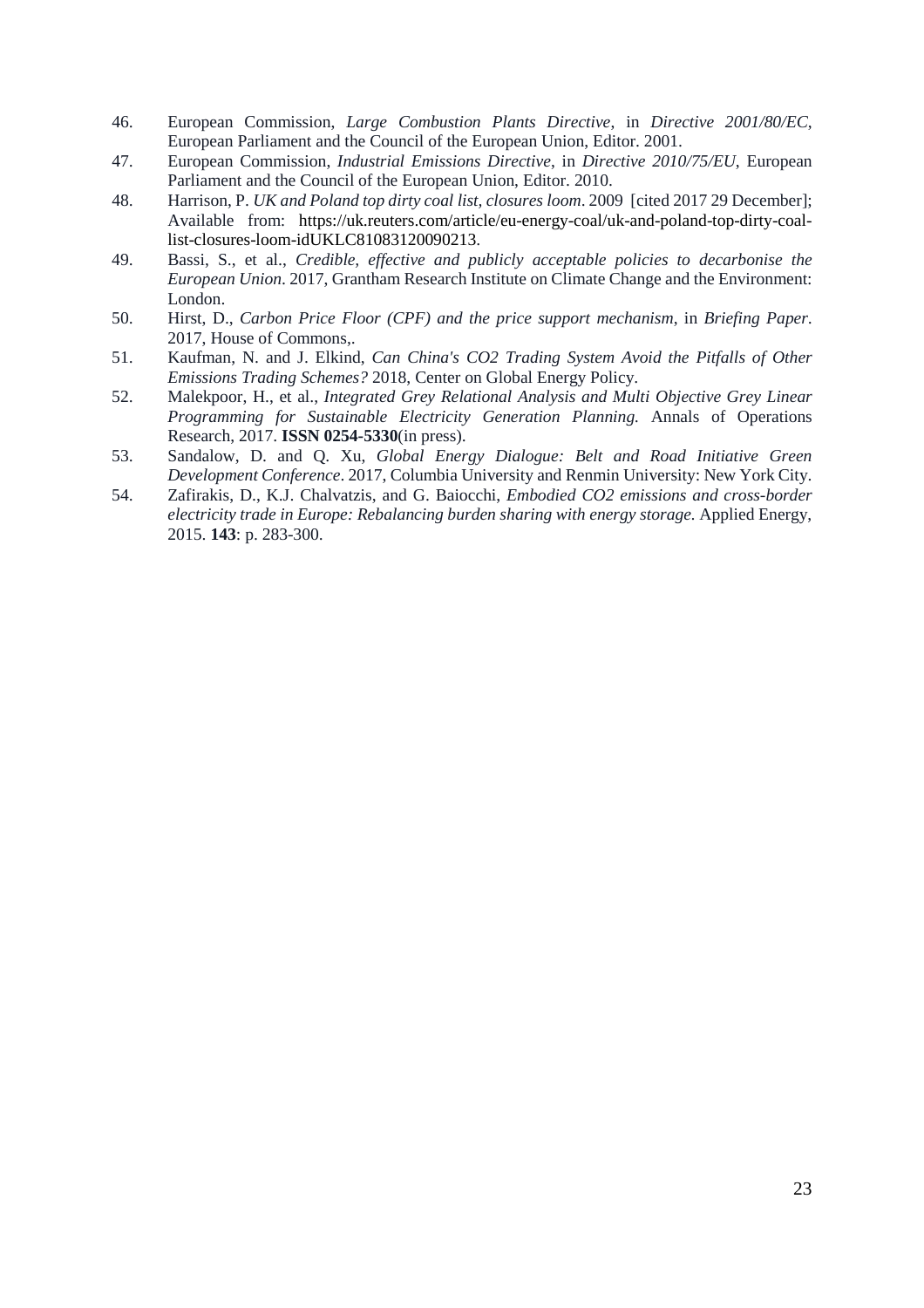46. European Commission, *Large Combustion Plants Directive*, in *Directive 2001/80/EC*, European Parliament and the Council of the European Union, Editor. 2001.
47. European Commission, *Industrial Emissions Directive*, in *Directive 2010/75/EU*, European Parliament and the Council of the European Union, Editor. 2010.
48. Harrison, P. *UK and Poland top dirty coal list, closures loom*. 2009 [cited 2017 29 December]; Available from: https://uk.reuters.com/article/eu-energy-coal/uk-and-poland-top-dirty-coal-list-closures-loom-idUKLC81083120090213.
49. Bassi, S., et al., *Credible, effective and publicly acceptable policies to decarbonise the European Union*. 2017, Grantham Research Institute on Climate Change and the Environment: London.
50. Hirst, D., *Carbon Price Floor (CPF) and the price support mechanism*, in *Briefing Paper*. 2017, House of Commons,.
51. Kaufman, N. and J. Elkind, *Can China's CO2 Trading System Avoid the Pitfalls of Other Emissions Trading Schemes?* 2018, Center on Global Energy Policy.
52. Malekpoor, H., et al., *Integrated Grey Relational Analysis and Multi Objective Grey Linear Programming for Sustainable Electricity Generation Planning.* Annals of Operations Research, 2017. **ISSN 0254-5330**(in press).
53. Sandalow, D. and Q. Xu, *Global Energy Dialogue: Belt and Road Initiative Green Development Conference*. 2017, Columbia University and Renmin University: New York City.
54. Zafirakis, D., K.J. Chalvatzis, and G. Baiocchi, *Embodied CO2 emissions and cross-border electricity trade in Europe: Rebalancing burden sharing with energy storage.* Applied Energy, 2015. **143**: p. 283-300.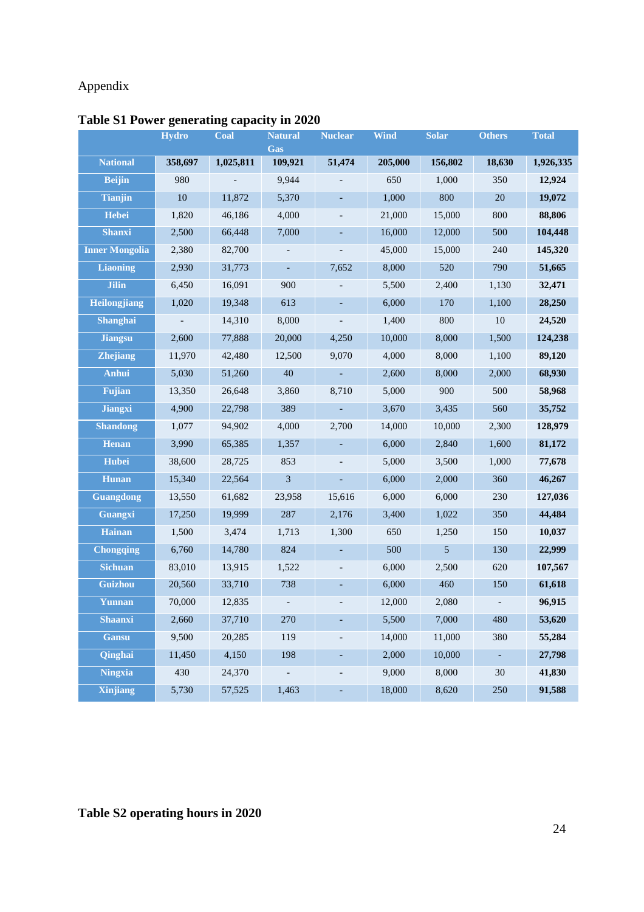Appendix

**Table S1 Power generating capacity in 2020**

| | Hydro | Coal | Natural Gas | Nuclear | Wind | Solar | Others | Total |
|---|---|---|---|---|---|---|---|---|
| **National** | **358,697** | **1,025,811** | **109,921** | **51,474** | **205,000** | **156,802** | **18,630** | **1,926,335** |
| **Beijin** | 980 | - | 9,944 | - | 650 | 1,000 | 350 | **12,924** |
| **Tianjin** | 10 | 11,872 | 5,370 | - | 1,000 | 800 | 20 | **19,072** |
| **Hebei** | 1,820 | 46,186 | 4,000 | - | 21,000 | 15,000 | 800 | **88,806** |
| **Shanxi** | 2,500 | 66,448 | 7,000 | - | 16,000 | 12,000 | 500 | **104,448** |
| **Inner Mongolia** | 2,380 | 82,700 | - | - | 45,000 | 15,000 | 240 | **145,320** |
| **Liaoning** | 2,930 | 31,773 | - | 7,652 | 8,000 | 520 | 790 | **51,665** |
| **Jilin** | 6,450 | 16,091 | 900 | - | 5,500 | 2,400 | 1,130 | **32,471** |
| **Heilongjiang** | 1,020 | 19,348 | 613 | - | 6,000 | 170 | 1,100 | **28,250** |
| **Shanghai** | - | 14,310 | 8,000 | - | 1,400 | 800 | 10 | **24,520** |
| **Jiangsu** | 2,600 | 77,888 | 20,000 | 4,250 | 10,000 | 8,000 | 1,500 | **124,238** |
| **Zhejiang** | 11,970 | 42,480 | 12,500 | 9,070 | 4,000 | 8,000 | 1,100 | **89,120** |
| **Anhui** | 5,030 | 51,260 | 40 | - | 2,600 | 8,000 | 2,000 | **68,930** |
| **Fujian** | 13,350 | 26,648 | 3,860 | 8,710 | 5,000 | 900 | 500 | **58,968** |
| **Jiangxi** | 4,900 | 22,798 | 389 | - | 3,670 | 3,435 | 560 | **35,752** |
| **Shandong** | 1,077 | 94,902 | 4,000 | 2,700 | 14,000 | 10,000 | 2,300 | **128,979** |
| **Henan** | 3,990 | 65,385 | 1,357 | - | 6,000 | 2,840 | 1,600 | **81,172** |
| **Hubei** | 38,600 | 28,725 | 853 | - | 5,000 | 3,500 | 1,000 | **77,678** |
| **Hunan** | 15,340 | 22,564 | 3 | - | 6,000 | 2,000 | 360 | **46,267** |
| **Guangdong** | 13,550 | 61,682 | 23,958 | 15,616 | 6,000 | 6,000 | 230 | **127,036** |
| **Guangxi** | 17,250 | 19,999 | 287 | 2,176 | 3,400 | 1,022 | 350 | **44,484** |
| **Hainan** | 1,500 | 3,474 | 1,713 | 1,300 | 650 | 1,250 | 150 | **10,037** |
| **Chongqing** | 6,760 | 14,780 | 824 | - | 500 | 5 | 130 | **22,999** |
| **Sichuan** | 83,010 | 13,915 | 1,522 | - | 6,000 | 2,500 | 620 | **107,567** |
| **Guizhou** | 20,560 | 33,710 | 738 | - | 6,000 | 460 | 150 | **61,618** |
| **Yunnan** | 70,000 | 12,835 | - | - | 12,000 | 2,080 | - | **96,915** |
| **Shaanxi** | 2,660 | 37,710 | 270 | - | 5,500 | 7,000 | 480 | **53,620** |
| **Gansu** | 9,500 | 20,285 | 119 | - | 14,000 | 11,000 | 380 | **55,284** |
| **Qinghai** | 11,450 | 4,150 | 198 | - | 2,000 | 10,000 | - | **27,798** |
| **Ningxia** | 430 | 24,370 | - | - | 9,000 | 8,000 | 30 | **41,830** |
| **Xinjiang** | 5,730 | 57,525 | 1,463 | - | 18,000 | 8,620 | 250 | **91,588** |

**Table S2 operating hours in 2020**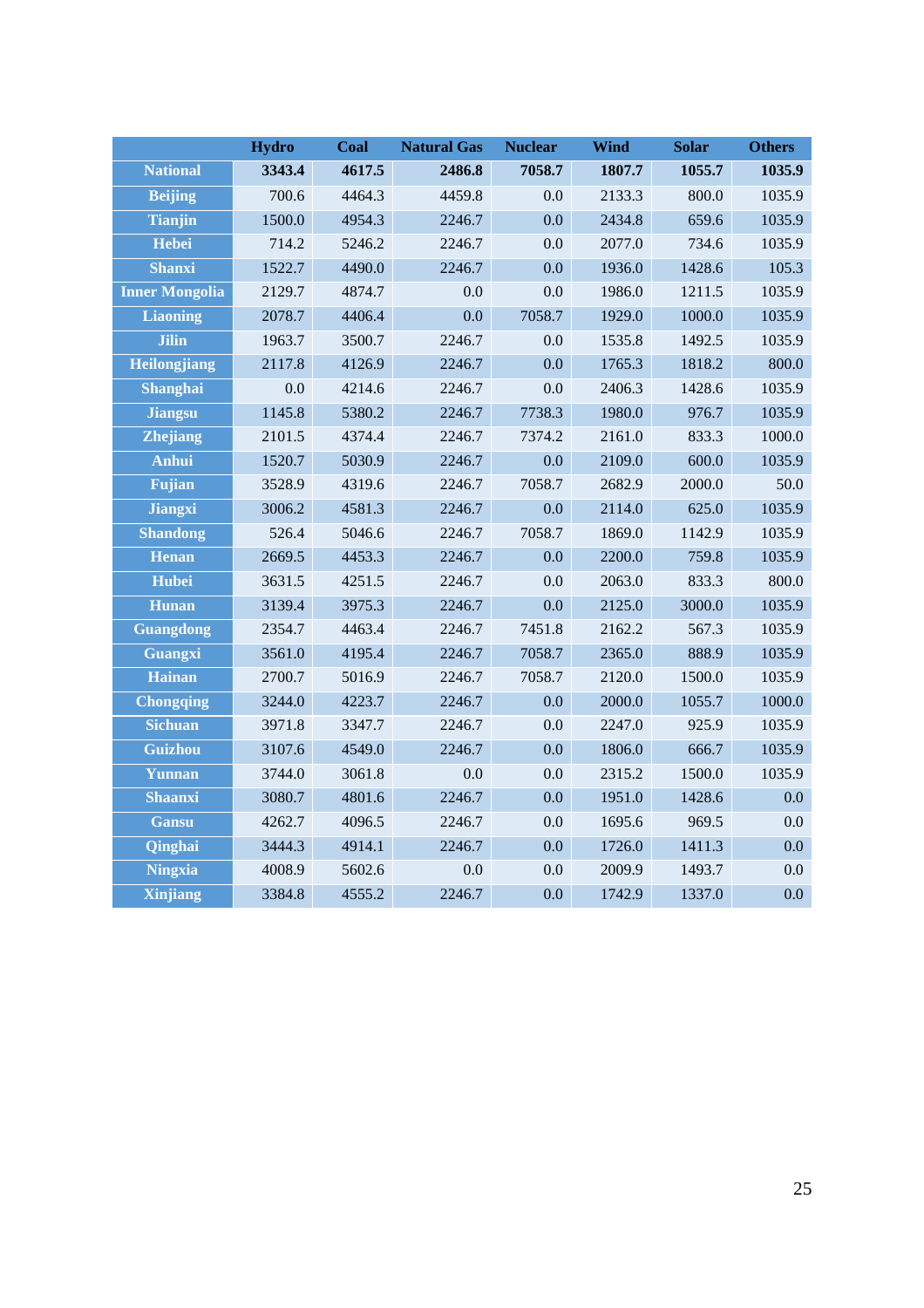| | Hydro | Coal | Natural Gas | Nuclear | Wind | Solar | Others |
|---|---|---|---|---|---|---|---|
| **National** | **3343.4** | **4617.5** | **2486.8** | **7058.7** | **1807.7** | **1055.7** | **1035.9** |
| **Beijing** | 700.6 | 4464.3 | 4459.8 | 0.0 | 2133.3 | 800.0 | 1035.9 |
| **Tianjin** | 1500.0 | 4954.3 | 2246.7 | 0.0 | 2434.8 | 659.6 | 1035.9 |
| **Hebei** | 714.2 | 5246.2 | 2246.7 | 0.0 | 2077.0 | 734.6 | 1035.9 |
| **Shanxi** | 1522.7 | 4490.0 | 2246.7 | 0.0 | 1936.0 | 1428.6 | 105.3 |
| **Inner Mongolia** | 2129.7 | 4874.7 | 0.0 | 0.0 | 1986.0 | 1211.5 | 1035.9 |
| **Liaoning** | 2078.7 | 4406.4 | 0.0 | 7058.7 | 1929.0 | 1000.0 | 1035.9 |
| **Jilin** | 1963.7 | 3500.7 | 2246.7 | 0.0 | 1535.8 | 1492.5 | 1035.9 |
| **Heilongjiang** | 2117.8 | 4126.9 | 2246.7 | 0.0 | 1765.3 | 1818.2 | 800.0 |
| **Shanghai** | 0.0 | 4214.6 | 2246.7 | 0.0 | 2406.3 | 1428.6 | 1035.9 |
| **Jiangsu** | 1145.8 | 5380.2 | 2246.7 | 7738.3 | 1980.0 | 976.7 | 1035.9 |
| **Zhejiang** | 2101.5 | 4374.4 | 2246.7 | 7374.2 | 2161.0 | 833.3 | 1000.0 |
| **Anhui** | 1520.7 | 5030.9 | 2246.7 | 0.0 | 2109.0 | 600.0 | 1035.9 |
| **Fujian** | 3528.9 | 4319.6 | 2246.7 | 7058.7 | 2682.9 | 2000.0 | 50.0 |
| **Jiangxi** | 3006.2 | 4581.3 | 2246.7 | 0.0 | 2114.0 | 625.0 | 1035.9 |
| **Shandong** | 526.4 | 5046.6 | 2246.7 | 7058.7 | 1869.0 | 1142.9 | 1035.9 |
| **Henan** | 2669.5 | 4453.3 | 2246.7 | 0.0 | 2200.0 | 759.8 | 1035.9 |
| **Hubei** | 3631.5 | 4251.5 | 2246.7 | 0.0 | 2063.0 | 833.3 | 800.0 |
| **Hunan** | 3139.4 | 3975.3 | 2246.7 | 0.0 | 2125.0 | 3000.0 | 1035.9 |
| **Guangdong** | 2354.7 | 4463.4 | 2246.7 | 7451.8 | 2162.2 | 567.3 | 1035.9 |
| **Guangxi** | 3561.0 | 4195.4 | 2246.7 | 7058.7 | 2365.0 | 888.9 | 1035.9 |
| **Hainan** | 2700.7 | 5016.9 | 2246.7 | 7058.7 | 2120.0 | 1500.0 | 1035.9 |
| **Chongqing** | 3244.0 | 4223.7 | 2246.7 | 0.0 | 2000.0 | 1055.7 | 1000.0 |
| **Sichuan** | 3971.8 | 3347.7 | 2246.7 | 0.0 | 2247.0 | 925.9 | 1035.9 |
| **Guizhou** | 3107.6 | 4549.0 | 2246.7 | 0.0 | 1806.0 | 666.7 | 1035.9 |
| **Yunnan** | 3744.0 | 3061.8 | 0.0 | 0.0 | 2315.2 | 1500.0 | 1035.9 |
| **Shaanxi** | 3080.7 | 4801.6 | 2246.7 | 0.0 | 1951.0 | 1428.6 | 0.0 |
| **Gansu** | 4262.7 | 4096.5 | 2246.7 | 0.0 | 1695.6 | 969.5 | 0.0 |
| **Qinghai** | 3444.3 | 4914.1 | 2246.7 | 0.0 | 1726.0 | 1411.3 | 0.0 |
| **Ningxia** | 4008.9 | 5602.6 | 0.0 | 0.0 | 2009.9 | 1493.7 | 0.0 |
| **Xinjiang** | 3384.8 | 4555.2 | 2246.7 | 0.0 | 1742.9 | 1337.0 | 0.0 |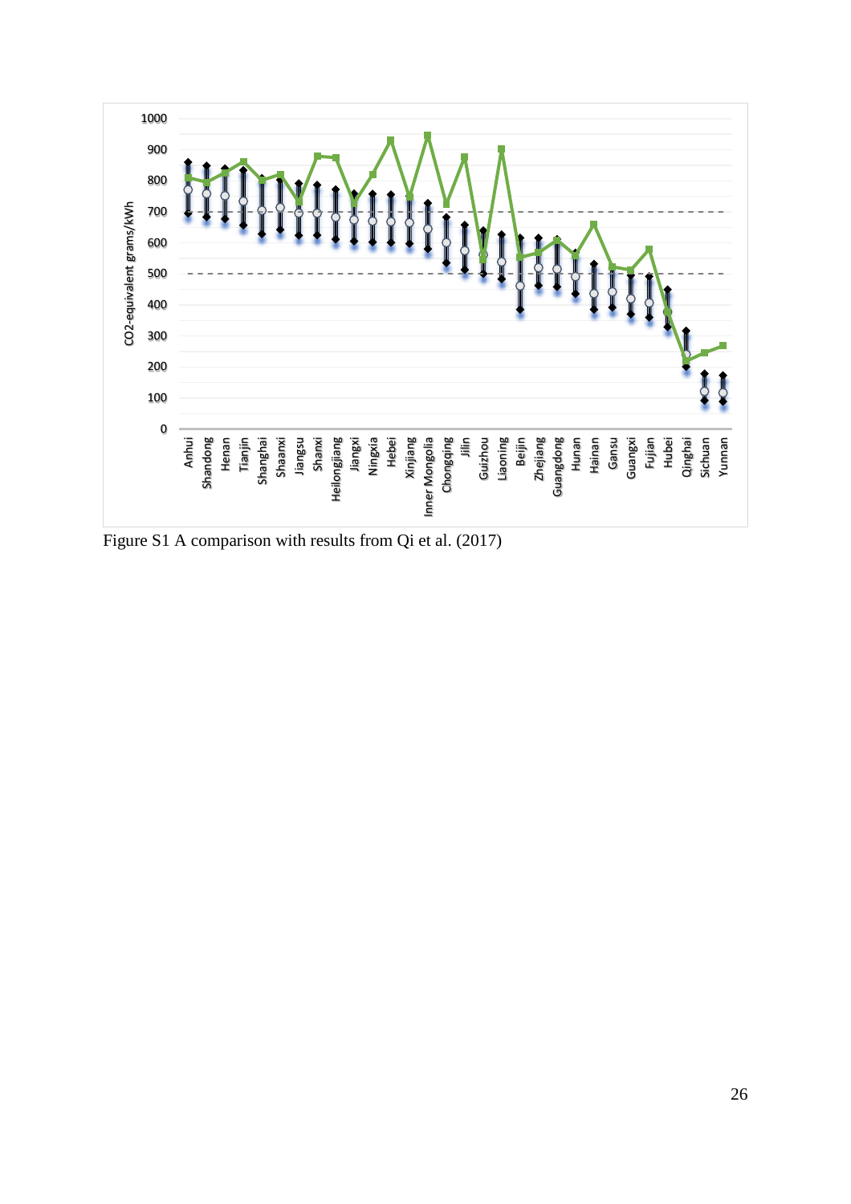1000
900
800
700
600
500
400
300
200
100
0

CO2-equivalent grams/kWh

Anhui
Shandong
Henan
Tianjin
Shanghai
Shaanxi
Jiangsu
Shanxi
Heilongjiang
Jiangxi
Ningxia
Hebei
Xinjiang
Inner Mongolia
Chongqing
Jilin
Guizhou
Liaoning
Beijin
Zhejiang
Guangdong
Hunan
Hainan
Gansu
Guangxi
Fujian
Hubei
Qinghai
Sichuan
Yunnan

Figure S1 A comparison with results from Qi et al. (2017)